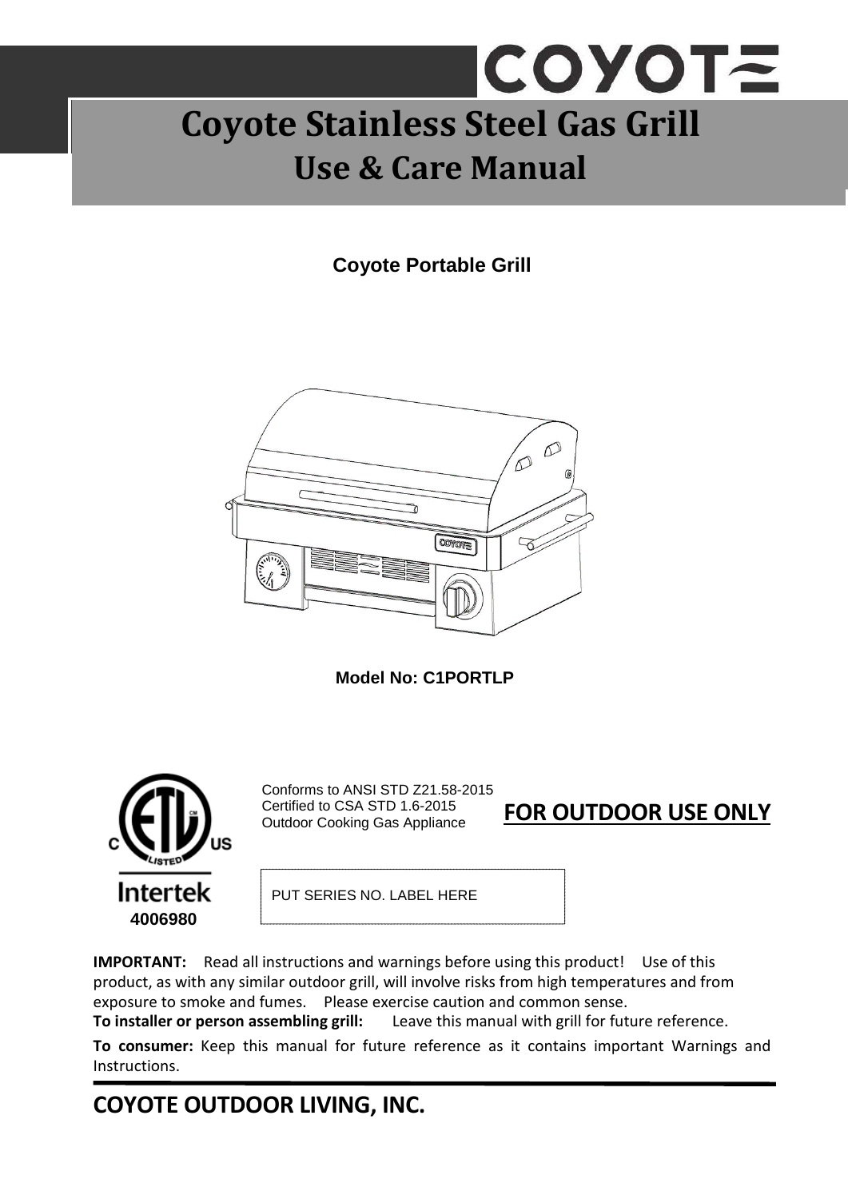# Coyote Stainless Steel Gas Grill

## Use & Care Manual

**Coyote Portable Grill**

**Model No: C1PORTLP**

Intertek

4006980

Conforms to ANSI STD Z21.58-2015
Certified to CSA STD 1.6-2015
Outdoor Cooking Gas Appliance

**FOR OUTDOOR USE ONLY**

PUT SERIES NO. LABEL HERE

**IMPORTANT:** Read all instructions and warnings before using this product! Use of this product, as with any similar outdoor grill, will involve risks from high temperatures and from exposure to smoke and fumes. Please exercise caution and common sense.

**To installer or person assembling grill:** Leave this manual with grill for future reference.

**To consumer:** Keep this manual for future reference as it contains important Warnings and Instructions.

**COYOTE OUTDOOR LIVING, INC.**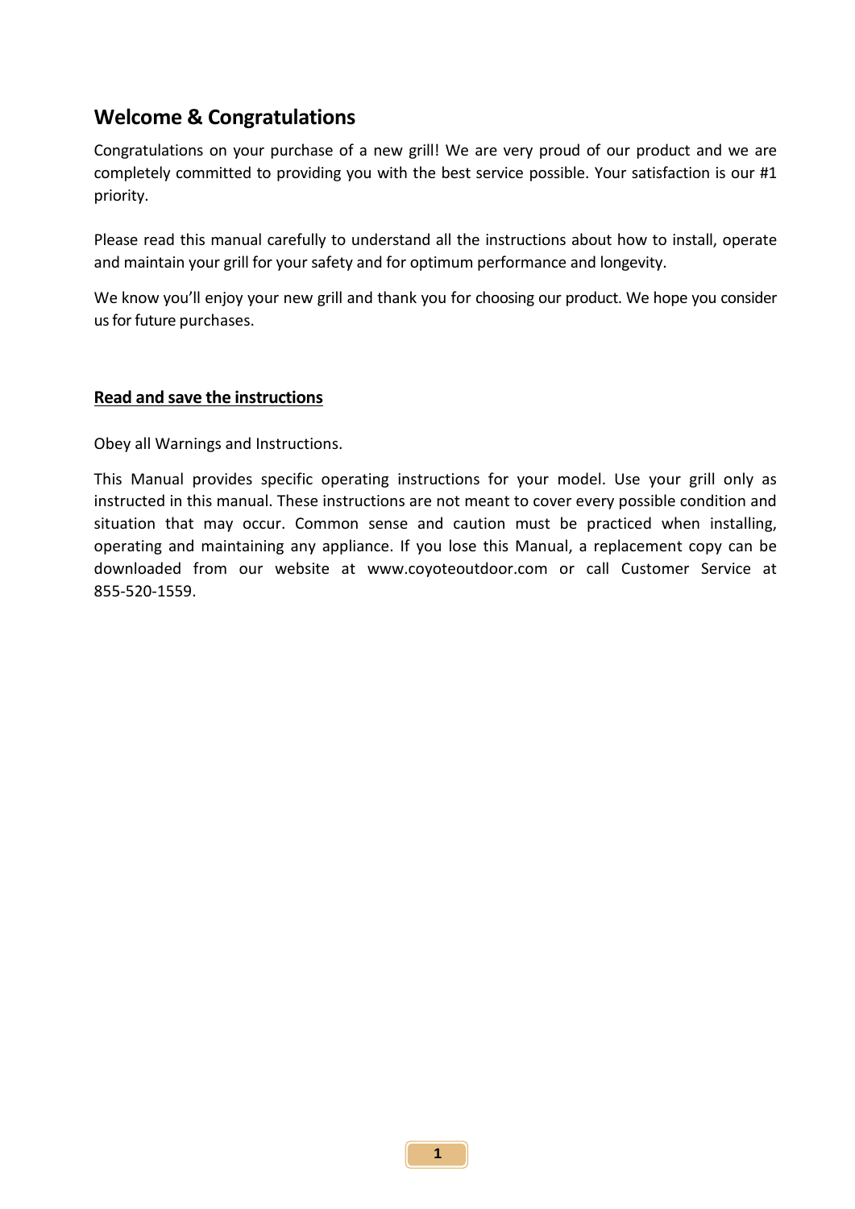## Welcome & Congratulations

Congratulations on your purchase of a new grill! We are very proud of our product and we are completely committed to providing you with the best service possible. Your satisfaction is our #1 priority.

Please read this manual carefully to understand all the instructions about how to install, operate and maintain your grill for your safety and for optimum performance and longevity.

We know you'll enjoy your new grill and thank you for choosing our product. We hope you consider us for future purchases.

### <u>**Read and save the instructions**</u>

Obey all Warnings and Instructions.

This Manual provides specific operating instructions for your model. Use your grill only as instructed in this manual. These instructions are not meant to cover every possible condition and situation that may occur. Common sense and caution must be practiced when installing, operating and maintaining any appliance. If you lose this Manual, a replacement copy can be downloaded from our website at www.coyoteoutdoor.com or call Customer Service at 855-520-1559.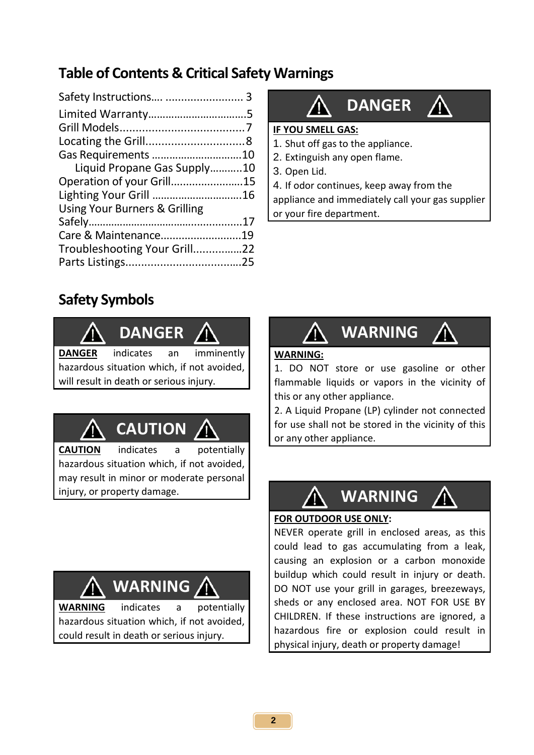## Table of Contents & Critical Safety Warnings

Safety Instructions.... ......................... 3
Limited Warranty..................................5
Grill Models.......................................7
Locating the Grill...............................8
Gas Requirements ...............................10
    Liquid Propane Gas Supply...........10
Operation of your Grill........................15
Lighting Your Grill ...............................16
Using Your Burners & Grilling Safely.....................................................17
Care & Maintenance...........................19
Troubleshooting Your Grill................22
Parts Listings.....................................25

### ⚠ DANGER ⚠

**IF YOU SMELL GAS:**

1. Shut off gas to the appliance.
2. Extinguish any open flame.
3. Open Lid.
4. If odor continues, keep away from the appliance and immediately call your gas supplier or your fire department.

## Safety Symbols

### ⚠ DANGER ⚠

**DANGER** indicates an imminently hazardous situation which, if not avoided, will result in death or serious injury.

### ⚠ CAUTION ⚠

**CAUTION** indicates a potentially hazardous situation which, if not avoided, may result in minor or moderate personal injury, or property damage.

### ⚠ WARNING ⚠

**WARNING** indicates a potentially hazardous situation which, if not avoided, could result in death or serious injury.

### ⚠ WARNING ⚠

**WARNING:**

1. DO NOT store or use gasoline or other flammable liquids or vapors in the vicinity of this or any other appliance.
2. A Liquid Propane (LP) cylinder not connected for use shall not be stored in the vicinity of this or any other appliance.

### ⚠ WARNING ⚠

**FOR OUTDOOR USE ONLY:**

NEVER operate grill in enclosed areas, as this could lead to gas accumulating from a leak, causing an explosion or a carbon monoxide buildup which could result in injury or death. DO NOT use your grill in garages, breezeways, sheds or any enclosed area. NOT FOR USE BY CHILDREN. If these instructions are ignored, a hazardous fire or explosion could result in physical injury, death or property damage!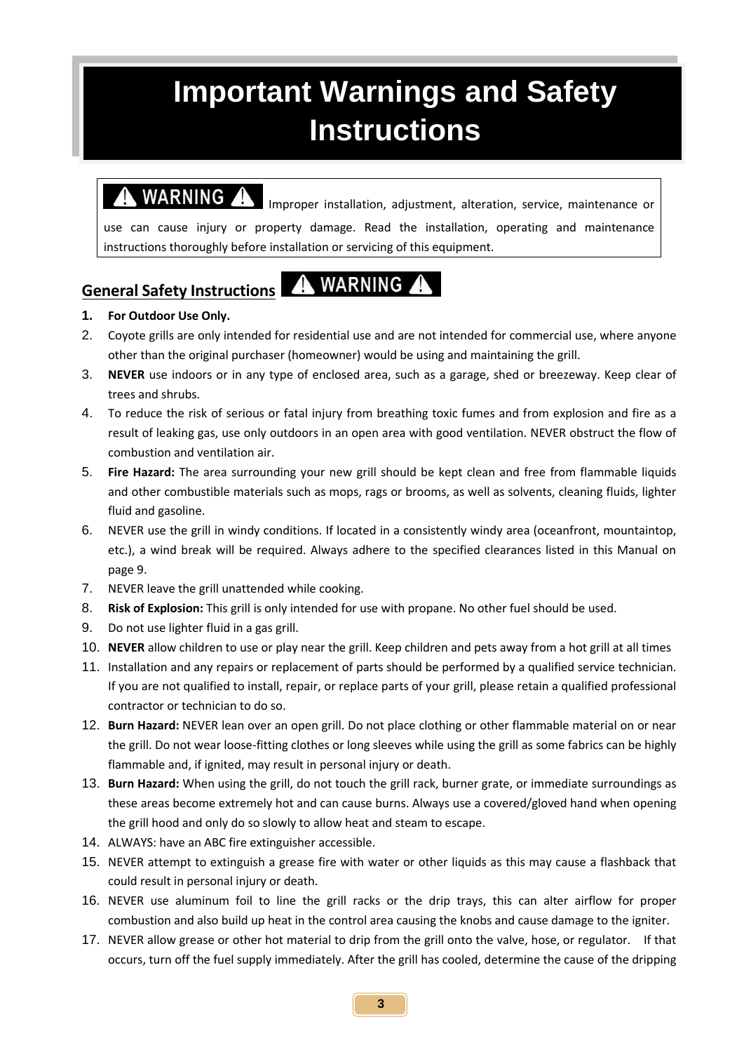# Important Warnings and Safety Instructions

**⚠ WARNING ⚠** Improper installation, adjustment, alteration, service, maintenance or use can cause injury or property damage. Read the installation, operating and maintenance instructions thoroughly before installation or servicing of this equipment.

## General Safety Instructions ⚠ WARNING ⚠

1. **For Outdoor Use Only.**
2. Coyote grills are only intended for residential use and are not intended for commercial use, where anyone other than the original purchaser (homeowner) would be using and maintaining the grill.
3. **NEVER** use indoors or in any type of enclosed area, such as a garage, shed or breezeway. Keep clear of trees and shrubs.
4. To reduce the risk of serious or fatal injury from breathing toxic fumes and from explosion and fire as a result of leaking gas, use only outdoors in an open area with good ventilation. NEVER obstruct the flow of combustion and ventilation air.
5. **Fire Hazard:** The area surrounding your new grill should be kept clean and free from flammable liquids and other combustible materials such as mops, rags or brooms, as well as solvents, cleaning fluids, lighter fluid and gasoline.
6. NEVER use the grill in windy conditions. If located in a consistently windy area (oceanfront, mountaintop, etc.), a wind break will be required. Always adhere to the specified clearances listed in this Manual on page 9.
7. NEVER leave the grill unattended while cooking.
8. **Risk of Explosion:** This grill is only intended for use with propane. No other fuel should be used.
9. Do not use lighter fluid in a gas grill.
10. **NEVER** allow children to use or play near the grill. Keep children and pets away from a hot grill at all times
11. Installation and any repairs or replacement of parts should be performed by a qualified service technician. If you are not qualified to install, repair, or replace parts of your grill, please retain a qualified professional contractor or technician to do so.
12. **Burn Hazard:** NEVER lean over an open grill. Do not place clothing or other flammable material on or near the grill. Do not wear loose-fitting clothes or long sleeves while using the grill as some fabrics can be highly flammable and, if ignited, may result in personal injury or death.
13. **Burn Hazard:** When using the grill, do not touch the grill rack, burner grate, or immediate surroundings as these areas become extremely hot and can cause burns. Always use a covered/gloved hand when opening the grill hood and only do so slowly to allow heat and steam to escape.
14. ALWAYS: have an ABC fire extinguisher accessible.
15. NEVER attempt to extinguish a grease fire with water or other liquids as this may cause a flashback that could result in personal injury or death.
16. NEVER use aluminum foil to line the grill racks or the drip trays, this can alter airflow for proper combustion and also build up heat in the control area causing the knobs and cause damage to the igniter.
17. NEVER allow grease or other hot material to drip from the grill onto the valve, hose, or regulator. If that occurs, turn off the fuel supply immediately. After the grill has cooled, determine the cause of the dripping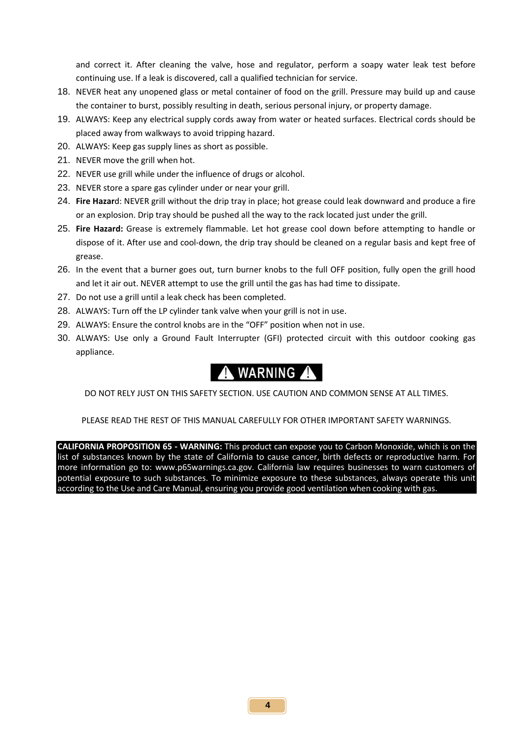and correct it. After cleaning the valve, hose and regulator, perform a soapy water leak test before continuing use. If a leak is discovered, call a qualified technician for service.

18. NEVER heat any unopened glass or metal container of food on the grill. Pressure may build up and cause the container to burst, possibly resulting in death, serious personal injury, or property damage.
19. ALWAYS: Keep any electrical supply cords away from water or heated surfaces. Electrical cords should be placed away from walkways to avoid tripping hazard.
20. ALWAYS: Keep gas supply lines as short as possible.
21. NEVER move the grill when hot.
22. NEVER use grill while under the influence of drugs or alcohol.
23. NEVER store a spare gas cylinder under or near your grill.
24. **Fire Hazar**d: NEVER grill without the drip tray in place; hot grease could leak downward and produce a fire or an explosion. Drip tray should be pushed all the way to the rack located just under the grill.
25. **Fire Hazard:** Grease is extremely flammable. Let hot grease cool down before attempting to handle or dispose of it. After use and cool-down, the drip tray should be cleaned on a regular basis and kept free of grease.
26. In the event that a burner goes out, turn burner knobs to the full OFF position, fully open the grill hood and let it air out. NEVER attempt to use the grill until the gas has had time to dissipate.
27. Do not use a grill until a leak check has been completed.
28. ALWAYS: Turn off the LP cylinder tank valve when your grill is not in use.
29. ALWAYS: Ensure the control knobs are in the "OFF" position when not in use.
30. ALWAYS: Use only a Ground Fault Interrupter (GFI) protected circuit with this outdoor cooking gas appliance.

## ⚠ WARNING ⚠

DO NOT RELY JUST ON THIS SAFETY SECTION. USE CAUTION AND COMMON SENSE AT ALL TIMES.

PLEASE READ THE REST OF THIS MANUAL CAREFULLY FOR OTHER IMPORTANT SAFETY WARNINGS.

**CALIFORNIA PROPOSITION 65 - WARNING:** This product can expose you to Carbon Monoxide, which is on the list of substances known by the state of California to cause cancer, birth defects or reproductive harm. For more information go to: www.p65warnings.ca.gov. California law requires businesses to warn customers of potential exposure to such substances. To minimize exposure to these substances, always operate this unit according to the Use and Care Manual, ensuring you provide good ventilation when cooking with gas.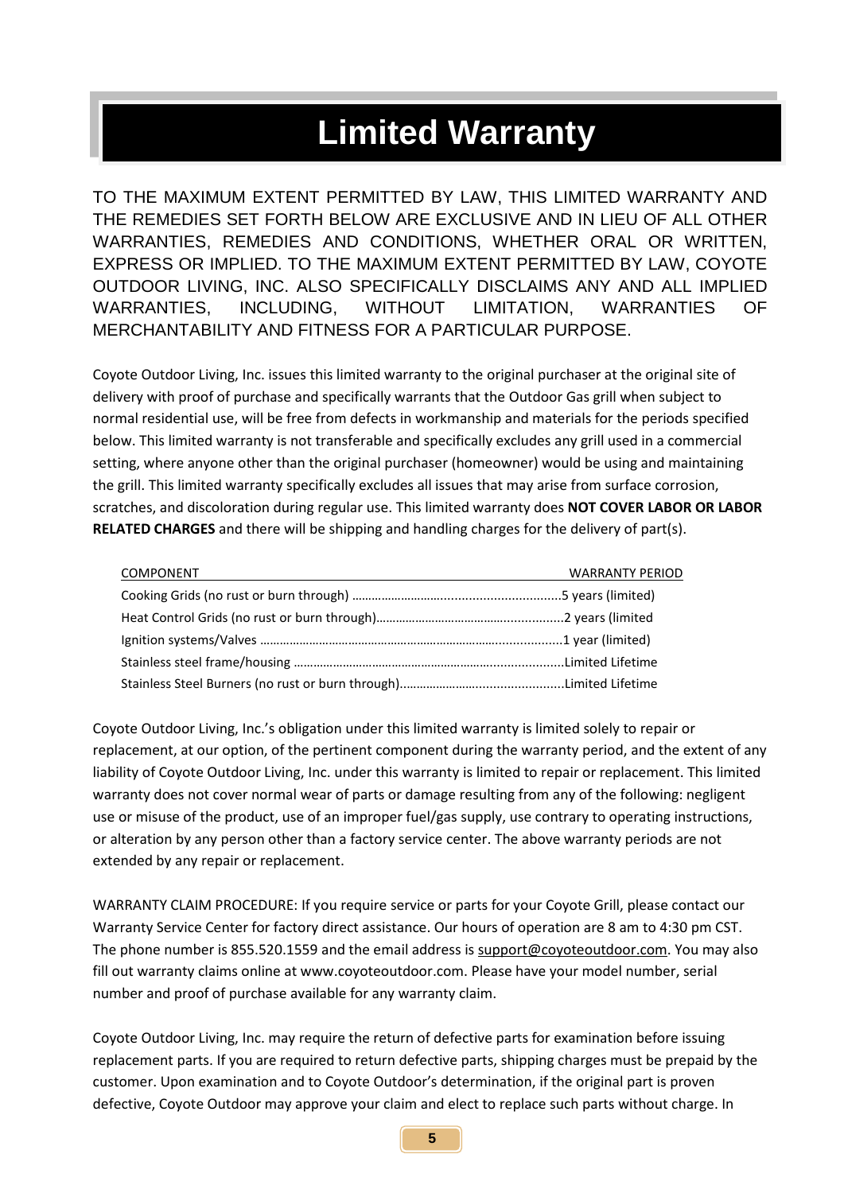# Limited Warranty

TO THE MAXIMUM EXTENT PERMITTED BY LAW, THIS LIMITED WARRANTY AND THE REMEDIES SET FORTH BELOW ARE EXCLUSIVE AND IN LIEU OF ALL OTHER WARRANTIES, REMEDIES AND CONDITIONS, WHETHER ORAL OR WRITTEN, EXPRESS OR IMPLIED. TO THE MAXIMUM EXTENT PERMITTED BY LAW, COYOTE OUTDOOR LIVING, INC. ALSO SPECIFICALLY DISCLAIMS ANY AND ALL IMPLIED WARRANTIES, INCLUDING, WITHOUT LIMITATION, WARRANTIES OF MERCHANTABILITY AND FITNESS FOR A PARTICULAR PURPOSE.

Coyote Outdoor Living, Inc. issues this limited warranty to the original purchaser at the original site of delivery with proof of purchase and specifically warrants that the Outdoor Gas grill when subject to normal residential use, will be free from defects in workmanship and materials for the periods specified below. This limited warranty is not transferable and specifically excludes any grill used in a commercial setting, where anyone other than the original purchaser (homeowner) would be using and maintaining the grill. This limited warranty specifically excludes all issues that may arise from surface corrosion, scratches, and discoloration during regular use. This limited warranty does **NOT COVER LABOR OR LABOR RELATED CHARGES** and there will be shipping and handling charges for the delivery of part(s).

| COMPONENT | WARRANTY PERIOD |
|---|---|
| Cooking Grids (no rust or burn through) | 5 years (limited) |
| Heat Control Grids (no rust or burn through) | 2 years (limited |
| Ignition systems/Valves | 1 year (limited) |
| Stainless steel frame/housing | Limited Lifetime |
| Stainless Steel Burners (no rust or burn through) | Limited Lifetime |

Coyote Outdoor Living, Inc.'s obligation under this limited warranty is limited solely to repair or replacement, at our option, of the pertinent component during the warranty period, and the extent of any liability of Coyote Outdoor Living, Inc. under this warranty is limited to repair or replacement. This limited warranty does not cover normal wear of parts or damage resulting from any of the following: negligent use or misuse of the product, use of an improper fuel/gas supply, use contrary to operating instructions, or alteration by any person other than a factory service center. The above warranty periods are not extended by any repair or replacement.

WARRANTY CLAIM PROCEDURE: If you require service or parts for your Coyote Grill, please contact our Warranty Service Center for factory direct assistance. Our hours of operation are 8 am to 4:30 pm CST. The phone number is 855.520.1559 and the email address is support@coyoteoutdoor.com. You may also fill out warranty claims online at www.coyoteoutdoor.com. Please have your model number, serial number and proof of purchase available for any warranty claim.

Coyote Outdoor Living, Inc. may require the return of defective parts for examination before issuing replacement parts. If you are required to return defective parts, shipping charges must be prepaid by the customer. Upon examination and to Coyote Outdoor's determination, if the original part is proven defective, Coyote Outdoor may approve your claim and elect to replace such parts without charge. In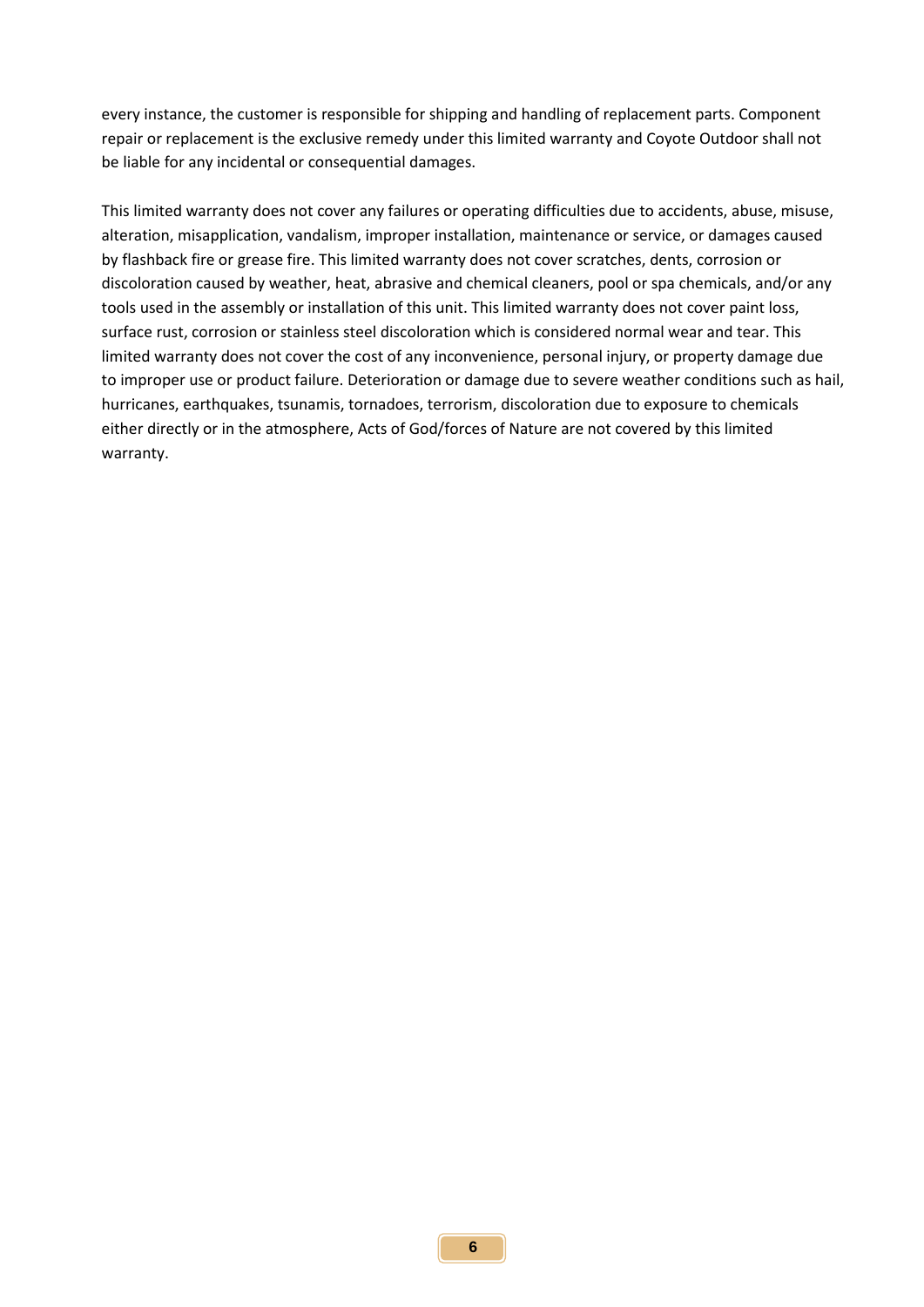every instance, the customer is responsible for shipping and handling of replacement parts. Component repair or replacement is the exclusive remedy under this limited warranty and Coyote Outdoor shall not be liable for any incidental or consequential damages.

This limited warranty does not cover any failures or operating difficulties due to accidents, abuse, misuse, alteration, misapplication, vandalism, improper installation, maintenance or service, or damages caused by flashback fire or grease fire. This limited warranty does not cover scratches, dents, corrosion or discoloration caused by weather, heat, abrasive and chemical cleaners, pool or spa chemicals, and/or any tools used in the assembly or installation of this unit. This limited warranty does not cover paint loss, surface rust, corrosion or stainless steel discoloration which is considered normal wear and tear. This limited warranty does not cover the cost of any inconvenience, personal injury, or property damage due to improper use or product failure. Deterioration or damage due to severe weather conditions such as hail, hurricanes, earthquakes, tsunamis, tornadoes, terrorism, discoloration due to exposure to chemicals either directly or in the atmosphere, Acts of God/forces of Nature are not covered by this limited warranty.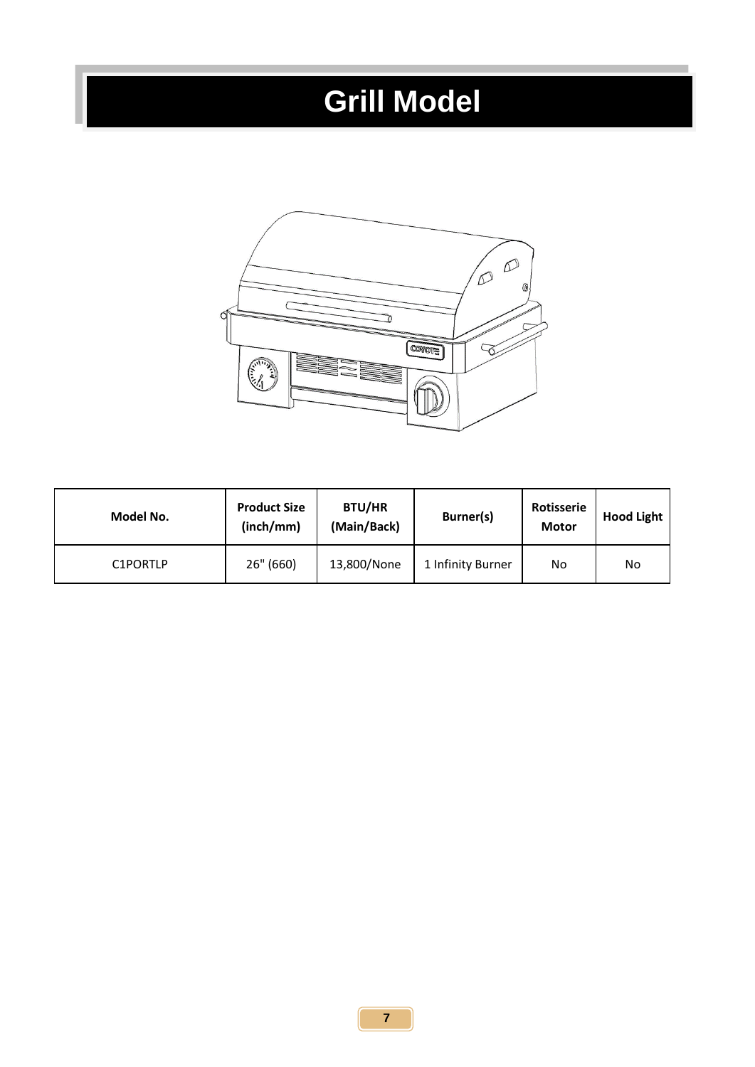# Grill Model

| Model No. | Product Size (inch/mm) | BTU/HR (Main/Back) | Burner(s) | Rotisserie Motor | Hood Light |
|---|---|---|---|---|---|
| C1PORTLP | 26" (660) | 13,800/None | 1 Infinity Burner | No | No |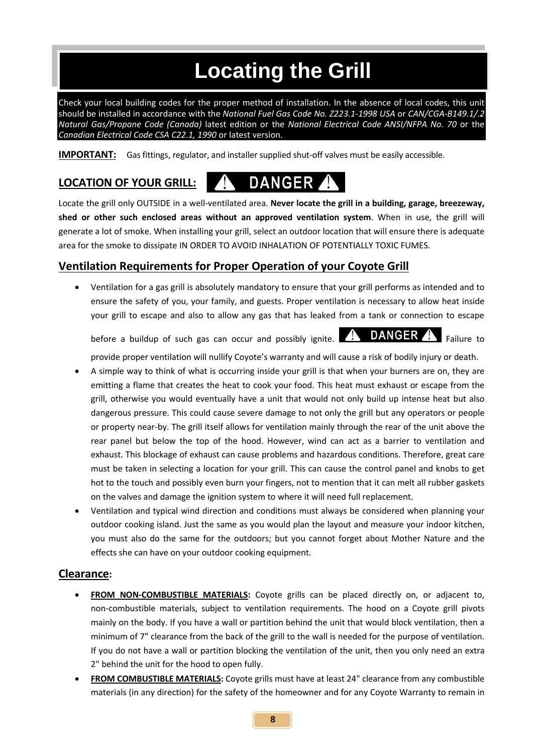# Locating the Grill

Check your local building codes for the proper method of installation. In the absence of local codes, this unit should be installed in accordance with the *National Fuel Gas Code No. Z223.1-1998 USA* or *CAN/CGA-B149.1/.2 Natural Gas/Propane Code (Canada)* latest edition or the *National Electrical Code ANSI/NFPA No. 70* or the *Canadian Electrical Code CSA C22.1, 1990* or latest version.

**IMPORTANT:** Gas fittings, regulator, and installer supplied shut-off valves must be easily accessible.

## LOCATION OF YOUR GRILL: ⚠ DANGER ⚠

Locate the grill only OUTSIDE in a well-ventilated area. **Never locate the grill in a building, garage, breezeway, shed or other such enclosed areas without an approved ventilation system**. When in use, the grill will generate a lot of smoke. When installing your grill, select an outdoor location that will ensure there is adequate area for the smoke to dissipate IN ORDER TO AVOID INHALATION OF POTENTIALLY TOXIC FUMES.

## Ventilation Requirements for Proper Operation of your Coyote Grill

- Ventilation for a gas grill is absolutely mandatory to ensure that your grill performs as intended and to ensure the safety of you, your family, and guests. Proper ventilation is necessary to allow heat inside your grill to escape and also to allow any gas that has leaked from a tank or connection to escape before a buildup of such gas can occur and possibly ignite. ⚠ DANGER ⚠ Failure to provide proper ventilation will nullify Coyote's warranty and will cause a risk of bodily injury or death.
- A simple way to think of what is occurring inside your grill is that when your burners are on, they are emitting a flame that creates the heat to cook your food. This heat must exhaust or escape from the grill, otherwise you would eventually have a unit that would not only build up intense heat but also dangerous pressure. This could cause severe damage to not only the grill but any operators or people or property near-by. The grill itself allows for ventilation mainly through the rear of the unit above the rear panel but below the top of the hood. However, wind can act as a barrier to ventilation and exhaust. This blockage of exhaust can cause problems and hazardous conditions. Therefore, great care must be taken in selecting a location for your grill. This can cause the control panel and knobs to get hot to the touch and possibly even burn your fingers, not to mention that it can melt all rubber gaskets on the valves and damage the ignition system to where it will need full replacement.
- Ventilation and typical wind direction and conditions must always be considered when planning your outdoor cooking island. Just the same as you would plan the layout and measure your indoor kitchen, you must also do the same for the outdoors; but you cannot forget about Mother Nature and the effects she can have on your outdoor cooking equipment.

## Clearance:

- **FROM NON-COMBUSTIBLE MATERIALS:** Coyote grills can be placed directly on, or adjacent to, non-combustible materials, subject to ventilation requirements. The hood on a Coyote grill pivots mainly on the body. If you have a wall or partition behind the unit that would block ventilation, then a minimum of 7" clearance from the back of the grill to the wall is needed for the purpose of ventilation. If you do not have a wall or partition blocking the ventilation of the unit, then you only need an extra 2" behind the unit for the hood to open fully.
- **FROM COMBUSTIBLE MATERIALS:** Coyote grills must have at least 24" clearance from any combustible materials (in any direction) for the safety of the homeowner and for any Coyote Warranty to remain in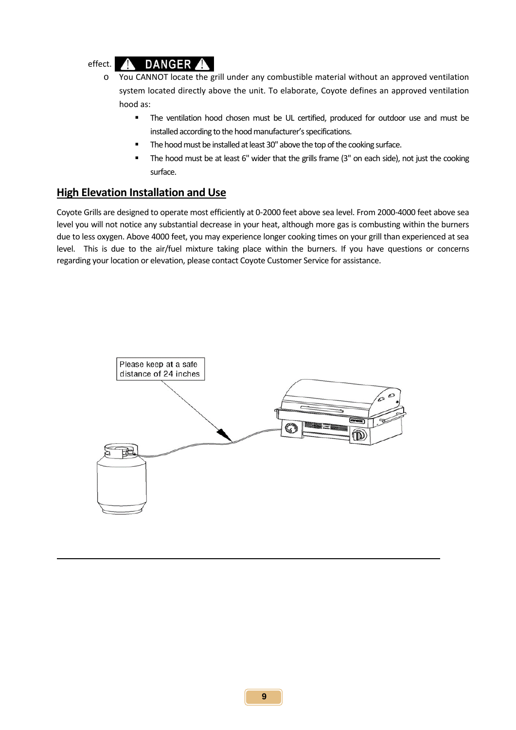effect. **⚠ DANGER ⚠**

- You CANNOT locate the grill under any combustible material without an approved ventilation system located directly above the unit. To elaborate, Coyote defines an approved ventilation hood as:
  - The ventilation hood chosen must be UL certified, produced for outdoor use and must be installed according to the hood manufacturer's specifications.
  - The hood must be installed at least 30" above the top of the cooking surface.
  - The hood must be at least 6" wider that the grills frame (3" on each side), not just the cooking surface.

## High Elevation Installation and Use

Coyote Grills are designed to operate most efficiently at 0-2000 feet above sea level. From 2000-4000 feet above sea level you will not notice any substantial decrease in your heat, although more gas is combusting within the burners due to less oxygen. Above 4000 feet, you may experience longer cooking times on your grill than experienced at sea level. This is due to the air/fuel mixture taking place within the burners. If you have questions or concerns regarding your location or elevation, please contact Coyote Customer Service for assistance.

Please keep at a safe distance of 24 inches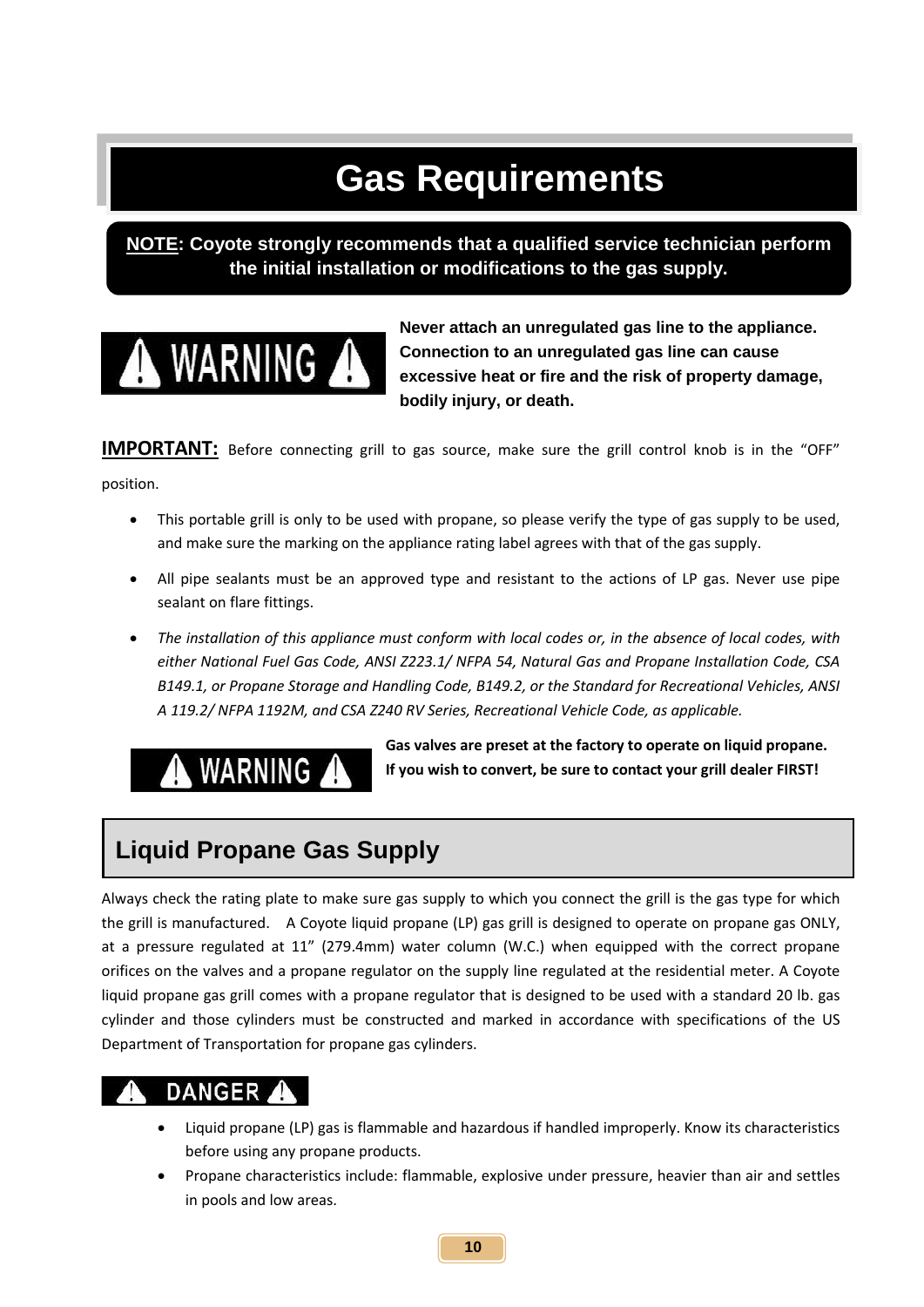# Gas Requirements

**NOTE: Coyote strongly recommends that a qualified service technician perform the initial installation or modifications to the gas supply.**

**⚠ WARNING ⚠**

**Never attach an unregulated gas line to the appliance. Connection to an unregulated gas line can cause excessive heat or fire and the risk of property damage, bodily injury, or death.**

**IMPORTANT:** Before connecting grill to gas source, make sure the grill control knob is in the "OFF" position.

- This portable grill is only to be used with propane, so please verify the type of gas supply to be used, and make sure the marking on the appliance rating label agrees with that of the gas supply.
- All pipe sealants must be an approved type and resistant to the actions of LP gas. Never use pipe sealant on flare fittings.
- *The installation of this appliance must conform with local codes or, in the absence of local codes, with either National Fuel Gas Code, ANSI Z223.1/ NFPA 54, Natural Gas and Propane Installation Code, CSA B149.1, or Propane Storage and Handling Code, B149.2, or the Standard for Recreational Vehicles, ANSI A 119.2/ NFPA 1192M, and CSA Z240 RV Series, Recreational Vehicle Code, as applicable.*

**⚠ WARNING ⚠**

**Gas valves are preset at the factory to operate on liquid propane. If you wish to convert, be sure to contact your grill dealer FIRST!**

## Liquid Propane Gas Supply

Always check the rating plate to make sure gas supply to which you connect the grill is the gas type for which the grill is manufactured. A Coyote liquid propane (LP) gas grill is designed to operate on propane gas ONLY, at a pressure regulated at 11" (279.4mm) water column (W.C.) when equipped with the correct propane orifices on the valves and a propane regulator on the supply line regulated at the residential meter. A Coyote liquid propane gas grill comes with a propane regulator that is designed to be used with a standard 20 lb. gas cylinder and those cylinders must be constructed and marked in accordance with specifications of the US Department of Transportation for propane gas cylinders.

**⚠ DANGER ⚠**

- Liquid propane (LP) gas is flammable and hazardous if handled improperly. Know its characteristics before using any propane products.
- Propane characteristics include: flammable, explosive under pressure, heavier than air and settles in pools and low areas.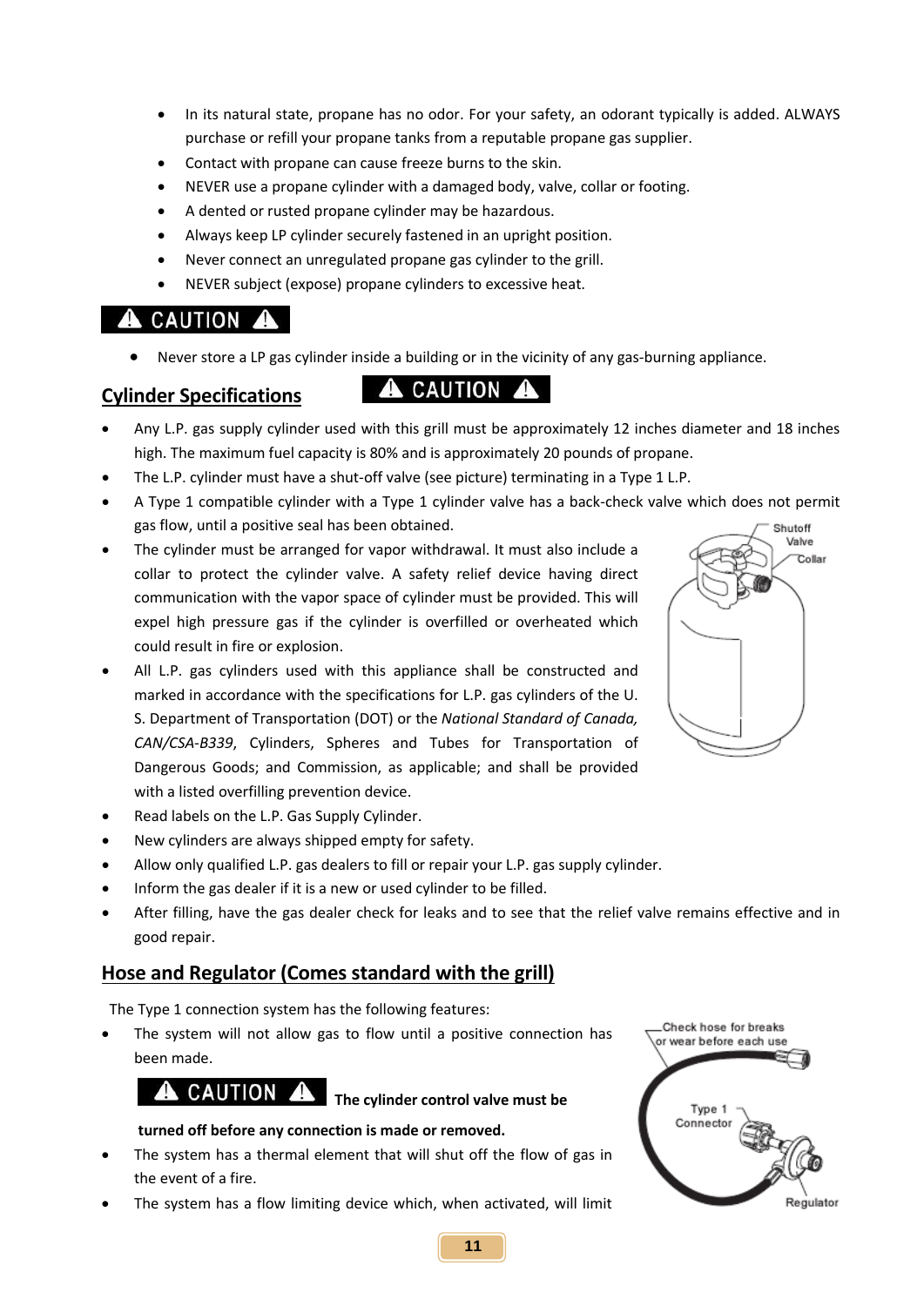- In its natural state, propane has no odor. For your safety, an odorant typically is added. ALWAYS purchase or refill your propane tanks from a reputable propane gas supplier.
- Contact with propane can cause freeze burns to the skin.
- NEVER use a propane cylinder with a damaged body, valve, collar or footing.
- A dented or rusted propane cylinder may be hazardous.
- Always keep LP cylinder securely fastened in an upright position.
- Never connect an unregulated propane gas cylinder to the grill.
- NEVER subject (expose) propane cylinders to excessive heat.

**⚠ CAUTION ⚠**

- Never store a LP gas cylinder inside a building or in the vicinity of any gas-burning appliance.

## Cylinder Specifications

**⚠ CAUTION ⚠**

- Any L.P. gas supply cylinder used with this grill must be approximately 12 inches diameter and 18 inches high. The maximum fuel capacity is 80% and is approximately 20 pounds of propane.
- The L.P. cylinder must have a shut-off valve (see picture) terminating in a Type 1 L.P.
- A Type 1 compatible cylinder with a Type 1 cylinder valve has a back-check valve which does not permit gas flow, until a positive seal has been obtained.
- The cylinder must be arranged for vapor withdrawal. It must also include a collar to protect the cylinder valve. A safety relief device having direct communication with the vapor space of cylinder must be provided. This will expel high pressure gas if the cylinder is overfilled or overheated which could result in fire or explosion.
- All L.P. gas cylinders used with this appliance shall be constructed and marked in accordance with the specifications for L.P. gas cylinders of the U. S. Department of Transportation (DOT) or the *National Standard of Canada, CAN/CSA-B339*, Cylinders, Spheres and Tubes for Transportation of Dangerous Goods; and Commission, as applicable; and shall be provided with a listed overfilling prevention device.
- Read labels on the L.P. Gas Supply Cylinder.
- New cylinders are always shipped empty for safety.
- Allow only qualified L.P. gas dealers to fill or repair your L.P. gas supply cylinder.
- Inform the gas dealer if it is a new or used cylinder to be filled.
- After filling, have the gas dealer check for leaks and to see that the relief valve remains effective and in good repair.

Shutoff Valve

Collar

## Hose and Regulator (Comes standard with the grill)

The Type 1 connection system has the following features:

- The system will not allow gas to flow until a positive connection has been made.

**⚠ CAUTION ⚠ The cylinder control valve must be turned off before any connection is made or removed.**

- The system has a thermal element that will shut off the flow of gas in the event of a fire.
- The system has a flow limiting device which, when activated, will limit

Check hose for breaks or wear before each use

Type 1 Connector

Regulator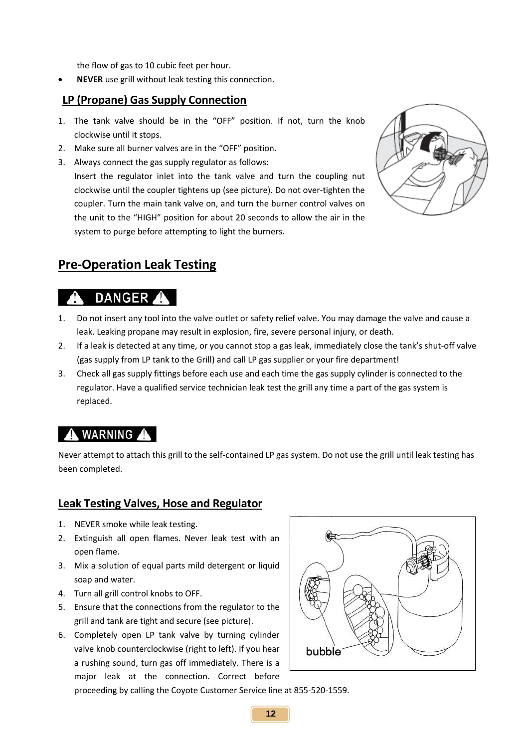the flow of gas to 10 cubic feet per hour.

- **NEVER** use grill without leak testing this connection.

## LP (Propane) Gas Supply Connection

1. The tank valve should be in the "OFF" position. If not, turn the knob clockwise until it stops.
2. Make sure all burner valves are in the "OFF" position.
3. Always connect the gas supply regulator as follows:
   Insert the regulator inlet into the tank valve and turn the coupling nut clockwise until the coupler tightens up (see picture). Do not over-tighten the coupler. Turn the main tank valve on, and turn the burner control valves on the unit to the "HIGH" position for about 20 seconds to allow the air in the system to purge before attempting to light the burners.

# Pre-Operation Leak Testing

**⚠ DANGER ⚠**

1. Do not insert any tool into the valve outlet or safety relief valve. You may damage the valve and cause a leak. Leaking propane may result in explosion, fire, severe personal injury, or death.
2. If a leak is detected at any time, or you cannot stop a gas leak, immediately close the tank's shut-off valve (gas supply from LP tank to the Grill) and call LP gas supplier or your fire department!
3. Check all gas supply fittings before each use and each time the gas supply cylinder is connected to the regulator. Have a qualified service technician leak test the grill any time a part of the gas system is replaced.

**⚠ WARNING ⚠**

Never attempt to attach this grill to the self-contained LP gas system. Do not use the grill until leak testing has been completed.

## Leak Testing Valves, Hose and Regulator

1. NEVER smoke while leak testing.
2. Extinguish all open flames. Never leak test with an open flame.
3. Mix a solution of equal parts mild detergent or liquid soap and water.
4. Turn all grill control knobs to OFF.
5. Ensure that the connections from the regulator to the grill and tank are tight and secure (see picture).
6. Completely open LP tank valve by turning cylinder valve knob counterclockwise (right to left). If you hear a rushing sound, turn gas off immediately. There is a major leak at the connection. Correct before proceeding by calling the Coyote Customer Service line at 855-520-1559.

bubble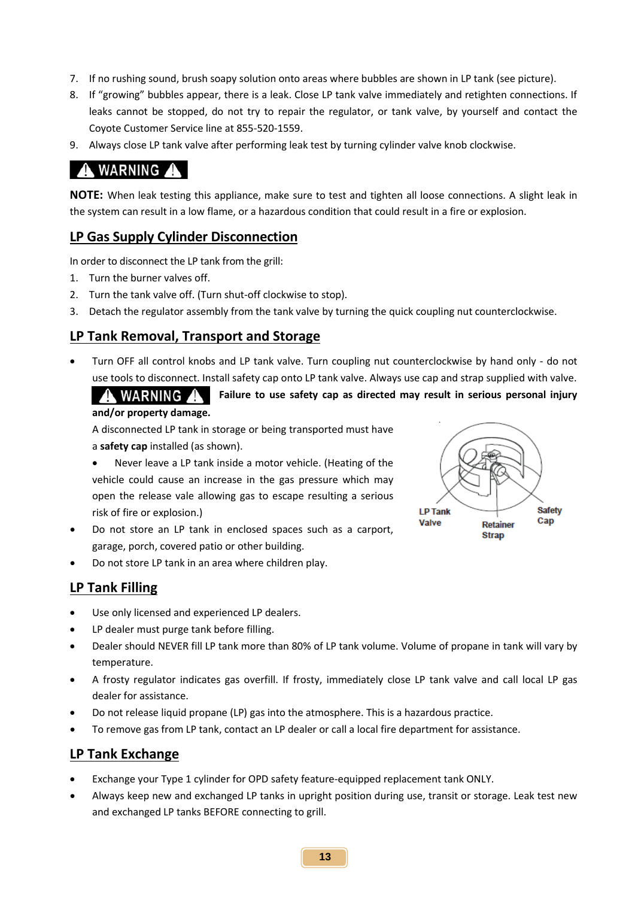7. If no rushing sound, brush soapy solution onto areas where bubbles are shown in LP tank (see picture).
8. If "growing" bubbles appear, there is a leak. Close LP tank valve immediately and retighten connections. If leaks cannot be stopped, do not try to repair the regulator, or tank valve, by yourself and contact the Coyote Customer Service line at 855-520-1559.
9. Always close LP tank valve after performing leak test by turning cylinder valve knob clockwise.

**⚠ WARNING ⚠**

**NOTE:** When leak testing this appliance, make sure to test and tighten all loose connections. A slight leak in the system can result in a low flame, or a hazardous condition that could result in a fire or explosion.

## LP Gas Supply Cylinder Disconnection

In order to disconnect the LP tank from the grill:

1. Turn the burner valves off.
2. Turn the tank valve off. (Turn shut-off clockwise to stop).
3. Detach the regulator assembly from the tank valve by turning the quick coupling nut counterclockwise.

## LP Tank Removal, Transport and Storage

- Turn OFF all control knobs and LP tank valve. Turn coupling nut counterclockwise by hand only - do not use tools to disconnect. Install safety cap onto LP tank valve. Always use cap and strap supplied with valve.

  **⚠ WARNING ⚠** **Failure to use safety cap as directed may result in serious personal injury and/or property damage.**

  A disconnected LP tank in storage or being transported must have a **safety cap** installed (as shown).

  - Never leave a LP tank inside a motor vehicle. (Heating of the vehicle could cause an increase in the gas pressure which may open the release vale allowing gas to escape resulting a serious risk of fire or explosion.)

- Do not store an LP tank in enclosed spaces such as a carport, garage, porch, covered patio or other building.
- Do not store LP tank in an area where children play.

LP Tank Valve
Retainer Strap
Safety Cap

## LP Tank Filling

- Use only licensed and experienced LP dealers.
- LP dealer must purge tank before filling.
- Dealer should NEVER fill LP tank more than 80% of LP tank volume. Volume of propane in tank will vary by temperature.
- A frosty regulator indicates gas overfill. If frosty, immediately close LP tank valve and call local LP gas dealer for assistance.
- Do not release liquid propane (LP) gas into the atmosphere. This is a hazardous practice.
- To remove gas from LP tank, contact an LP dealer or call a local fire department for assistance.

## LP Tank Exchange

- Exchange your Type 1 cylinder for OPD safety feature-equipped replacement tank ONLY.
- Always keep new and exchanged LP tanks in upright position during use, transit or storage. Leak test new and exchanged LP tanks BEFORE connecting to grill.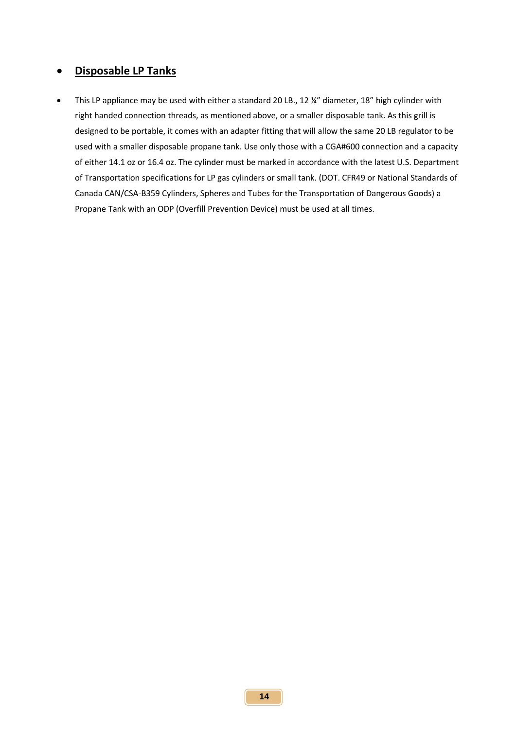- **Disposable LP Tanks**

- This LP appliance may be used with either a standard 20 LB., 12 ¼" diameter, 18" high cylinder with right handed connection threads, as mentioned above, or a smaller disposable tank. As this grill is designed to be portable, it comes with an adapter fitting that will allow the same 20 LB regulator to be used with a smaller disposable propane tank. Use only those with a CGA#600 connection and a capacity of either 14.1 oz or 16.4 oz. The cylinder must be marked in accordance with the latest U.S. Department of Transportation specifications for LP gas cylinders or small tank. (DOT. CFR49 or National Standards of Canada CAN/CSA-B359 Cylinders, Spheres and Tubes for the Transportation of Dangerous Goods) a Propane Tank with an ODP (Overfill Prevention Device) must be used at all times.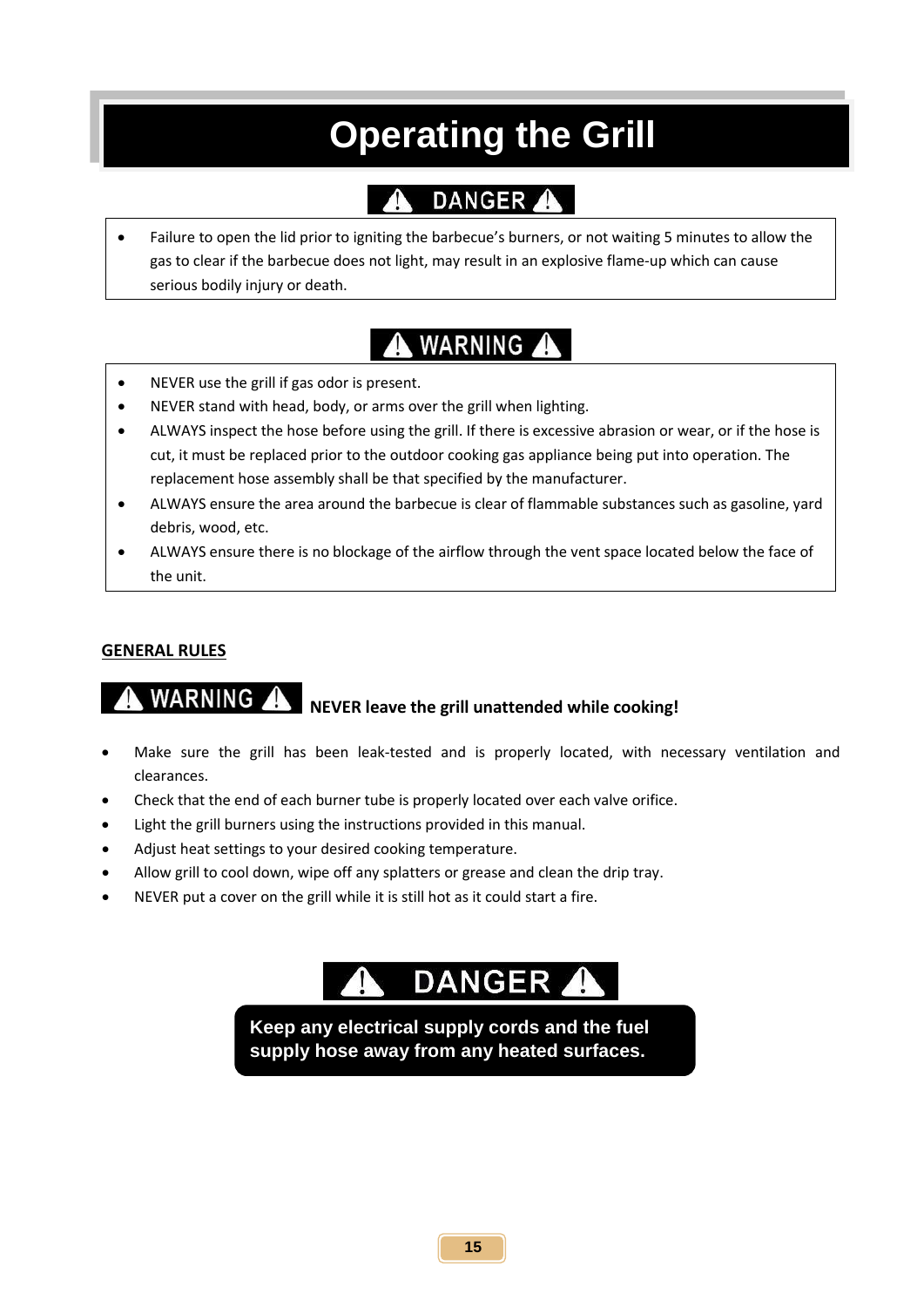# Operating the Grill

**⚠ DANGER ⚠**

- Failure to open the lid prior to igniting the barbecue's burners, or not waiting 5 minutes to allow the gas to clear if the barbecue does not light, may result in an explosive flame-up which can cause serious bodily injury or death.

**⚠ WARNING ⚠**

- NEVER use the grill if gas odor is present.
- NEVER stand with head, body, or arms over the grill when lighting.
- ALWAYS inspect the hose before using the grill. If there is excessive abrasion or wear, or if the hose is cut, it must be replaced prior to the outdoor cooking gas appliance being put into operation. The replacement hose assembly shall be that specified by the manufacturer.
- ALWAYS ensure the area around the barbecue is clear of flammable substances such as gasoline, yard debris, wood, etc.
- ALWAYS ensure there is no blockage of the airflow through the vent space located below the face of the unit.

## GENERAL RULES

**⚠ WARNING ⚠** **NEVER leave the grill unattended while cooking!**

- Make sure the grill has been leak-tested and is properly located, with necessary ventilation and clearances.
- Check that the end of each burner tube is properly located over each valve orifice.
- Light the grill burners using the instructions provided in this manual.
- Adjust heat settings to your desired cooking temperature.
- Allow grill to cool down, wipe off any splatters or grease and clean the drip tray.
- NEVER put a cover on the grill while it is still hot as it could start a fire.

**⚠ DANGER ⚠**

**Keep any electrical supply cords and the fuel supply hose away from any heated surfaces.**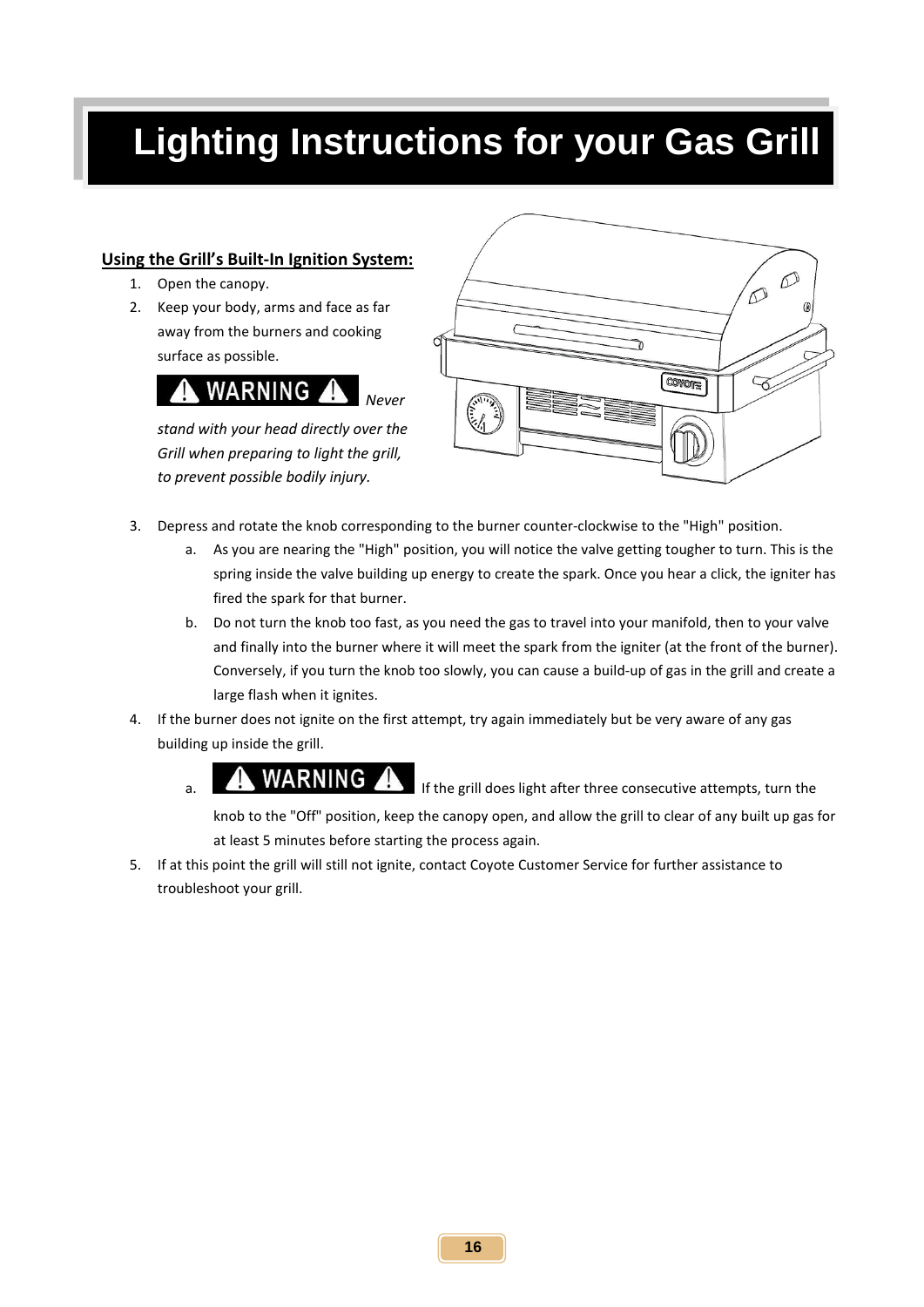# Lighting Instructions for your Gas Grill

**Using the Grill's Built-In Ignition System:**

1. Open the canopy.
2. Keep your body, arms and face as far away from the burners and cooking surface as possible.

   **⚠ WARNING ⚠** *Never stand with your head directly over the Grill when preparing to light the grill, to prevent possible bodily injury.*

3. Depress and rotate the knob corresponding to the burner counter-clockwise to the "High" position.
   a. As you are nearing the "High" position, you will notice the valve getting tougher to turn. This is the spring inside the valve building up energy to create the spark. Once you hear a click, the igniter has fired the spark for that burner.
   b. Do not turn the knob too fast, as you need the gas to travel into your manifold, then to your valve and finally into the burner where it will meet the spark from the igniter (at the front of the burner). Conversely, if you turn the knob too slowly, you can cause a build-up of gas in the grill and create a large flash when it ignites.
4. If the burner does not ignite on the first attempt, try again immediately but be very aware of any gas building up inside the grill.
   a. **⚠ WARNING ⚠** If the grill does light after three consecutive attempts, turn the knob to the "Off" position, keep the canopy open, and allow the grill to clear of any built up gas for at least 5 minutes before starting the process again.
5. If at this point the grill will still not ignite, contact Coyote Customer Service for further assistance to troubleshoot your grill.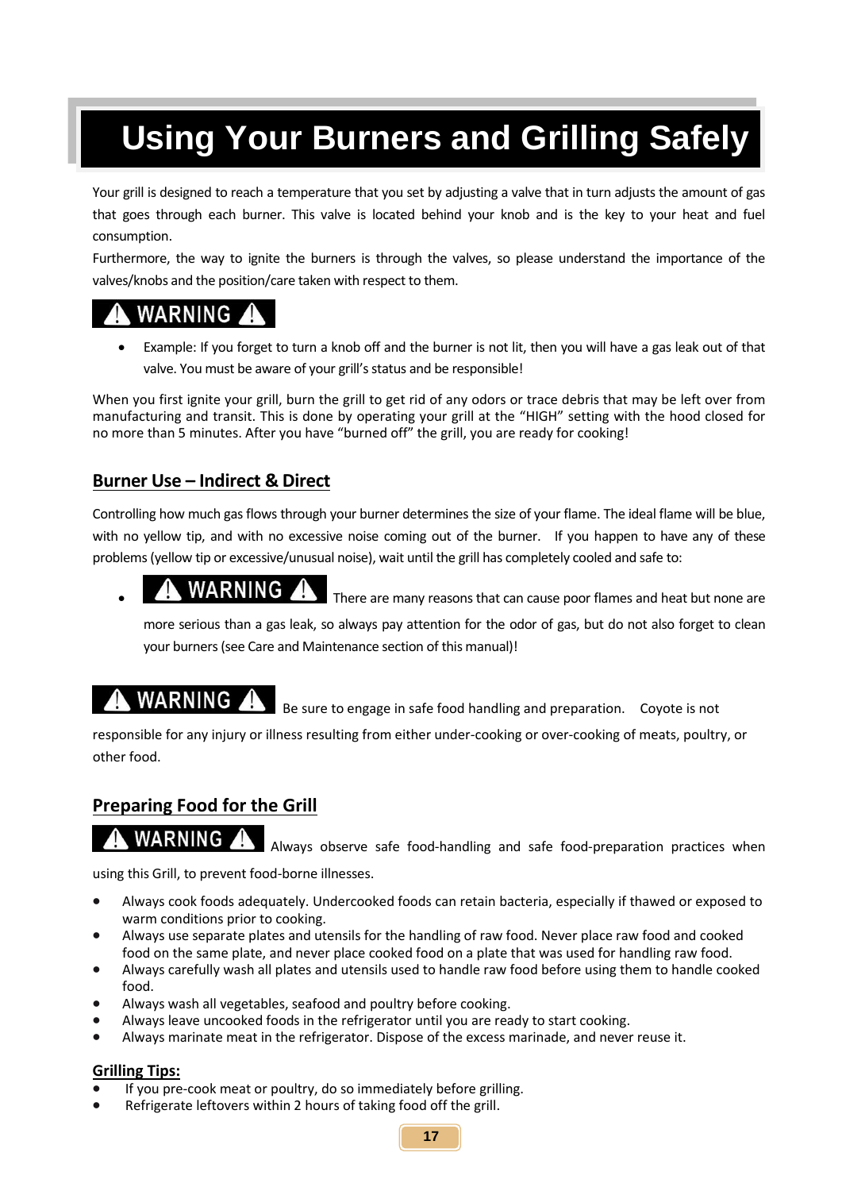# Using Your Burners and Grilling Safely

Your grill is designed to reach a temperature that you set by adjusting a valve that in turn adjusts the amount of gas that goes through each burner. This valve is located behind your knob and is the key to your heat and fuel consumption.

Furthermore, the way to ignite the burners is through the valves, so please understand the importance of the valves/knobs and the position/care taken with respect to them.

**⚠ WARNING ⚠**

- Example: If you forget to turn a knob off and the burner is not lit, then you will have a gas leak out of that valve. You must be aware of your grill's status and be responsible!

When you first ignite your grill, burn the grill to get rid of any odors or trace debris that may be left over from manufacturing and transit. This is done by operating your grill at the "HIGH" setting with the hood closed for no more than 5 minutes. After you have "burned off" the grill, you are ready for cooking!

## Burner Use – Indirect & Direct

Controlling how much gas flows through your burner determines the size of your flame. The ideal flame will be blue, with no yellow tip, and with no excessive noise coming out of the burner. If you happen to have any of these problems (yellow tip or excessive/unusual noise), wait until the grill has completely cooled and safe to:

- **⚠ WARNING ⚠** There are many reasons that can cause poor flames and heat but none are more serious than a gas leak, so always pay attention for the odor of gas, but do not also forget to clean your burners (see Care and Maintenance section of this manual)!

**⚠ WARNING ⚠** Be sure to engage in safe food handling and preparation. Coyote is not responsible for any injury or illness resulting from either under-cooking or over-cooking of meats, poultry, or other food.

## Preparing Food for the Grill

**⚠ WARNING ⚠** Always observe safe food-handling and safe food-preparation practices when using this Grill, to prevent food-borne illnesses.

- Always cook foods adequately. Undercooked foods can retain bacteria, especially if thawed or exposed to warm conditions prior to cooking.
- Always use separate plates and utensils for the handling of raw food. Never place raw food and cooked food on the same plate, and never place cooked food on a plate that was used for handling raw food.
- Always carefully wash all plates and utensils used to handle raw food before using them to handle cooked food.
- Always wash all vegetables, seafood and poultry before cooking.
- Always leave uncooked foods in the refrigerator until you are ready to start cooking.
- Always marinate meat in the refrigerator. Dispose of the excess marinade, and never reuse it.

### Grilling Tips:

- If you pre-cook meat or poultry, do so immediately before grilling.
- Refrigerate leftovers within 2 hours of taking food off the grill.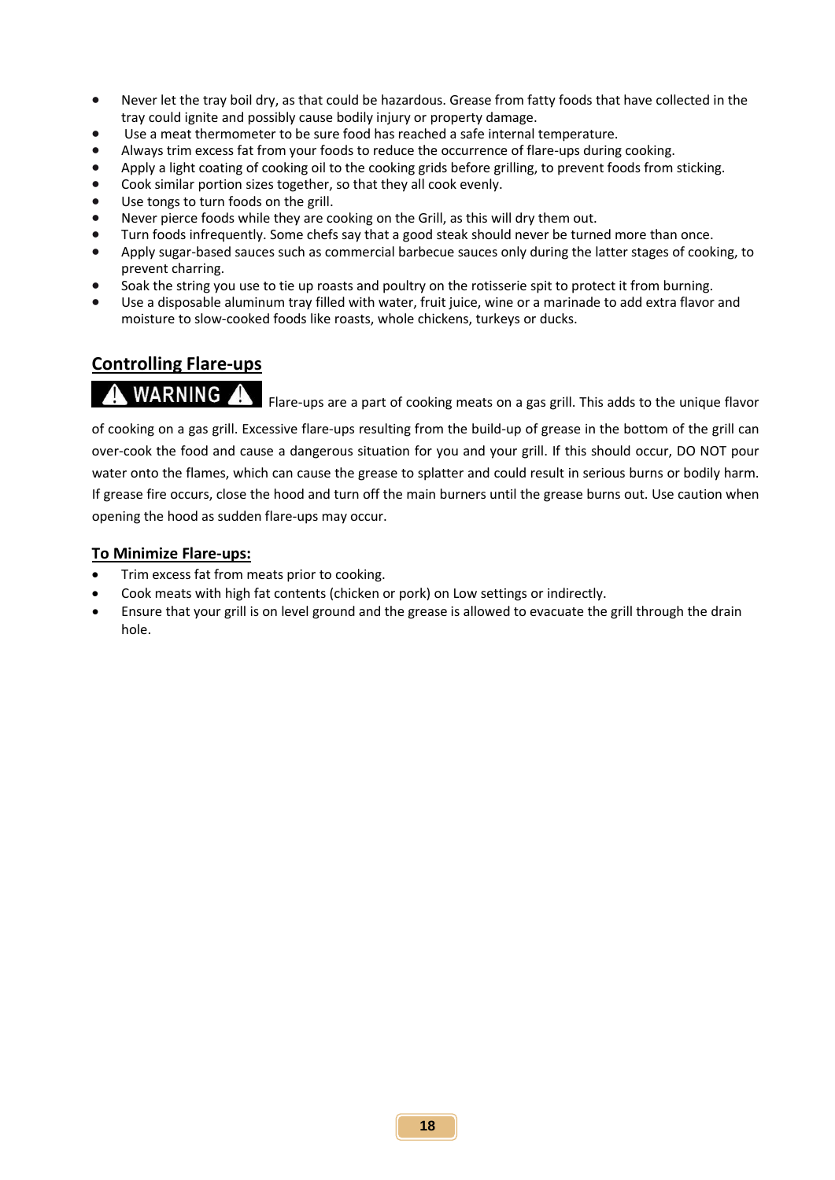- Never let the tray boil dry, as that could be hazardous. Grease from fatty foods that have collected in the tray could ignite and possibly cause bodily injury or property damage.
- Use a meat thermometer to be sure food has reached a safe internal temperature.
- Always trim excess fat from your foods to reduce the occurrence of flare-ups during cooking.
- Apply a light coating of cooking oil to the cooking grids before grilling, to prevent foods from sticking.
- Cook similar portion sizes together, so that they all cook evenly.
- Use tongs to turn foods on the grill.
- Never pierce foods while they are cooking on the Grill, as this will dry them out.
- Turn foods infrequently. Some chefs say that a good steak should never be turned more than once.
- Apply sugar-based sauces such as commercial barbecue sauces only during the latter stages of cooking, to prevent charring.
- Soak the string you use to tie up roasts and poultry on the rotisserie spit to protect it from burning.
- Use a disposable aluminum tray filled with water, fruit juice, wine or a marinade to add extra flavor and moisture to slow-cooked foods like roasts, whole chickens, turkeys or ducks.

## Controlling Flare-ups

**⚠ WARNING ⚠** Flare-ups are a part of cooking meats on a gas grill. This adds to the unique flavor of cooking on a gas grill. Excessive flare-ups resulting from the build-up of grease in the bottom of the grill can over-cook the food and cause a dangerous situation for you and your grill. If this should occur, DO NOT pour water onto the flames, which can cause the grease to splatter and could result in serious burns or bodily harm. If grease fire occurs, close the hood and turn off the main burners until the grease burns out. Use caution when opening the hood as sudden flare-ups may occur.

### To Minimize Flare-ups:

- Trim excess fat from meats prior to cooking.
- Cook meats with high fat contents (chicken or pork) on Low settings or indirectly.
- Ensure that your grill is on level ground and the grease is allowed to evacuate the grill through the drain hole.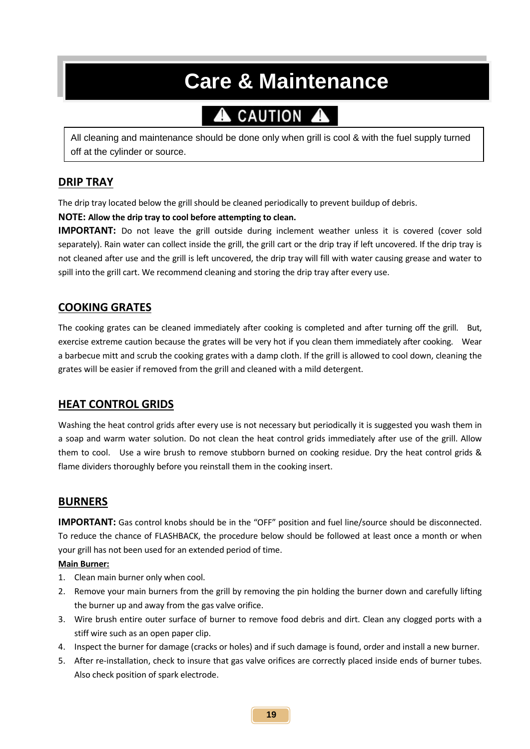# Care & Maintenance

**⚠ CAUTION ⚠**

All cleaning and maintenance should be done only when grill is cool & with the fuel supply turned off at the cylinder or source.

## DRIP TRAY

The drip tray located below the grill should be cleaned periodically to prevent buildup of debris.

**NOTE: Allow the drip tray to cool before attempting to clean.**

**IMPORTANT:** Do not leave the grill outside during inclement weather unless it is covered (cover sold separately). Rain water can collect inside the grill, the grill cart or the drip tray if left uncovered. If the drip tray is not cleaned after use and the grill is left uncovered, the drip tray will fill with water causing grease and water to spill into the grill cart. We recommend cleaning and storing the drip tray after every use.

## COOKING GRATES

The cooking grates can be cleaned immediately after cooking is completed and after turning off the grill. But, exercise extreme caution because the grates will be very hot if you clean them immediately after cooking. Wear a barbecue mitt and scrub the cooking grates with a damp cloth. If the grill is allowed to cool down, cleaning the grates will be easier if removed from the grill and cleaned with a mild detergent.

## HEAT CONTROL GRIDS

Washing the heat control grids after every use is not necessary but periodically it is suggested you wash them in a soap and warm water solution. Do not clean the heat control grids immediately after use of the grill. Allow them to cool. Use a wire brush to remove stubborn burned on cooking residue. Dry the heat control grids & flame dividers thoroughly before you reinstall them in the cooking insert.

## BURNERS

**IMPORTANT:** Gas control knobs should be in the "OFF" position and fuel line/source should be disconnected. To reduce the chance of FLASHBACK, the procedure below should be followed at least once a month or when your grill has not been used for an extended period of time.

**Main Burner:**

1. Clean main burner only when cool.
2. Remove your main burners from the grill by removing the pin holding the burner down and carefully lifting the burner up and away from the gas valve orifice.
3. Wire brush entire outer surface of burner to remove food debris and dirt. Clean any clogged ports with a stiff wire such as an open paper clip.
4. Inspect the burner for damage (cracks or holes) and if such damage is found, order and install a new burner.
5. After re-installation, check to insure that gas valve orifices are correctly placed inside ends of burner tubes. Also check position of spark electrode.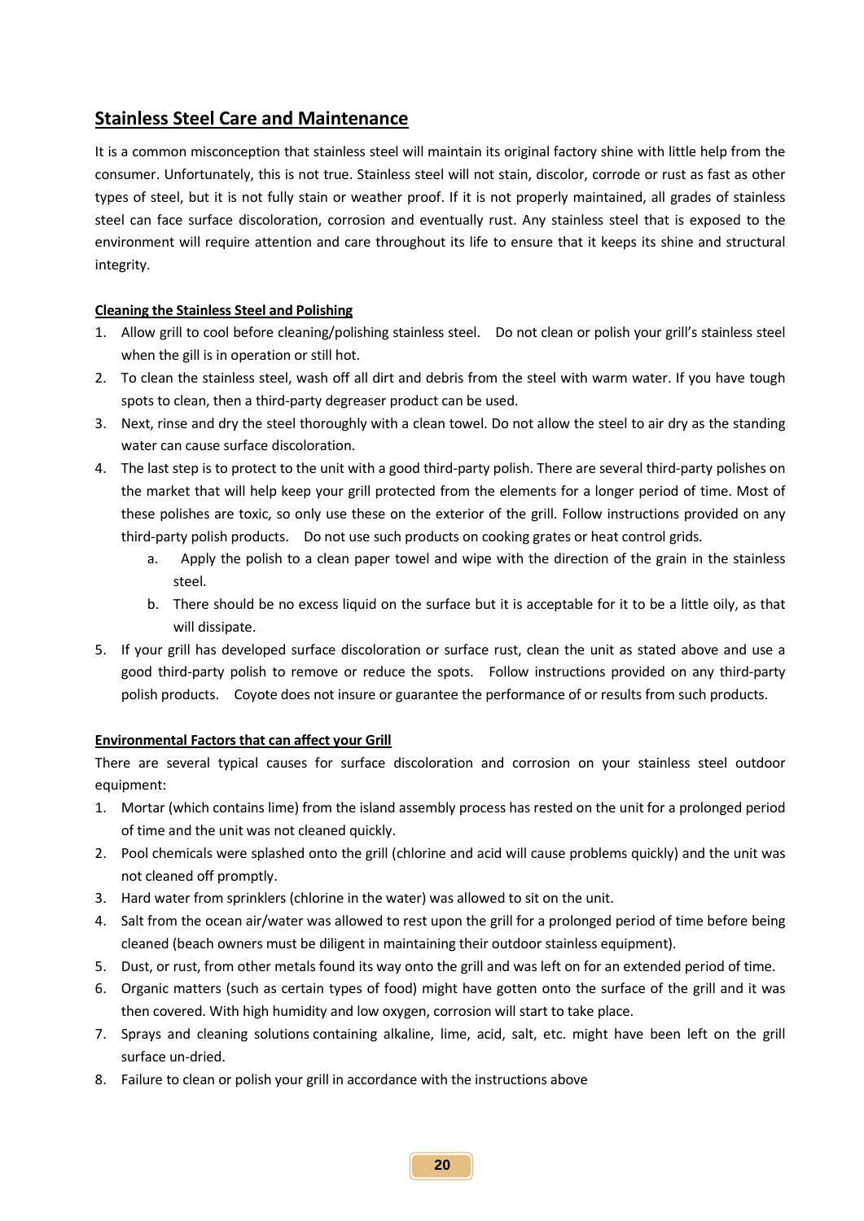## Stainless Steel Care and Maintenance

It is a common misconception that stainless steel will maintain its original factory shine with little help from the consumer. Unfortunately, this is not true. Stainless steel will not stain, discolor, corrode or rust as fast as other types of steel, but it is not fully stain or weather proof. If it is not properly maintained, all grades of stainless steel can face surface discoloration, corrosion and eventually rust. Any stainless steel that is exposed to the environment will require attention and care throughout its life to ensure that it keeps its shine and structural integrity.

### Cleaning the Stainless Steel and Polishing

1. Allow grill to cool before cleaning/polishing stainless steel. Do not clean or polish your grill's stainless steel when the gill is in operation or still hot.
2. To clean the stainless steel, wash off all dirt and debris from the steel with warm water. If you have tough spots to clean, then a third-party degreaser product can be used.
3. Next, rinse and dry the steel thoroughly with a clean towel. Do not allow the steel to air dry as the standing water can cause surface discoloration.
4. The last step is to protect to the unit with a good third-party polish. There are several third-party polishes on the market that will help keep your grill protected from the elements for a longer period of time. Most of these polishes are toxic, so only use these on the exterior of the grill. Follow instructions provided on any third-party polish products. Do not use such products on cooking grates or heat control grids.
    a. Apply the polish to a clean paper towel and wipe with the direction of the grain in the stainless steel.
    b. There should be no excess liquid on the surface but it is acceptable for it to be a little oily, as that will dissipate.
5. If your grill has developed surface discoloration or surface rust, clean the unit as stated above and use a good third-party polish to remove or reduce the spots. Follow instructions provided on any third-party polish products. Coyote does not insure or guarantee the performance of or results from such products.

### Environmental Factors that can affect your Grill

There are several typical causes for surface discoloration and corrosion on your stainless steel outdoor equipment:

1. Mortar (which contains lime) from the island assembly process has rested on the unit for a prolonged period of time and the unit was not cleaned quickly.
2. Pool chemicals were splashed onto the grill (chlorine and acid will cause problems quickly) and the unit was not cleaned off promptly.
3. Hard water from sprinklers (chlorine in the water) was allowed to sit on the unit.
4. Salt from the ocean air/water was allowed to rest upon the grill for a prolonged period of time before being cleaned (beach owners must be diligent in maintaining their outdoor stainless equipment).
5. Dust, or rust, from other metals found its way onto the grill and was left on for an extended period of time.
6. Organic matters (such as certain types of food) might have gotten onto the surface of the grill and it was then covered. With high humidity and low oxygen, corrosion will start to take place.
7. Sprays and cleaning solutions containing alkaline, lime, acid, salt, etc. might have been left on the grill surface un-dried.
8. Failure to clean or polish your grill in accordance with the instructions above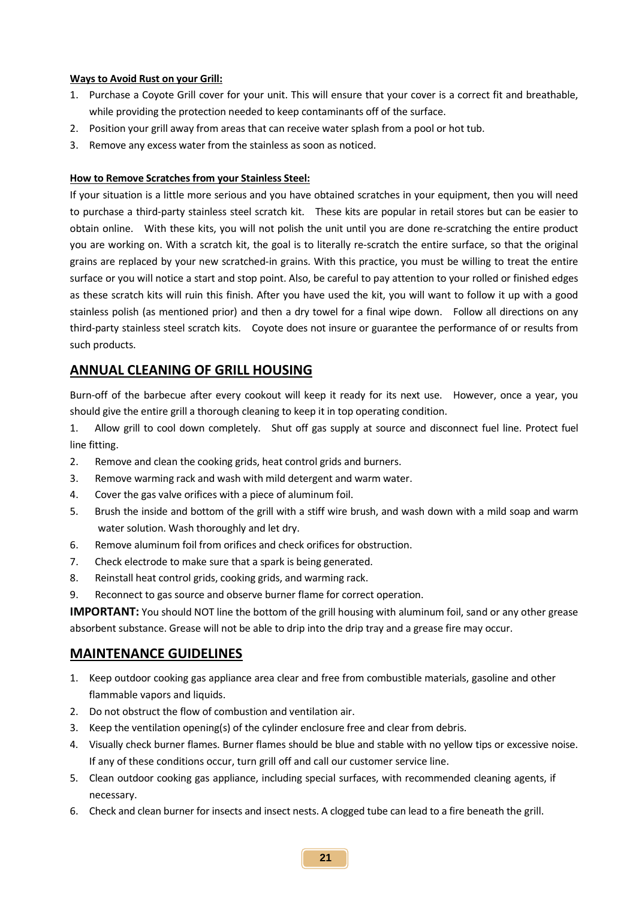**Ways to Avoid Rust on your Grill:**

1. Purchase a Coyote Grill cover for your unit. This will ensure that your cover is a correct fit and breathable, while providing the protection needed to keep contaminants off of the surface.
2. Position your grill away from areas that can receive water splash from a pool or hot tub.
3. Remove any excess water from the stainless as soon as noticed.

**How to Remove Scratches from your Stainless Steel:**

If your situation is a little more serious and you have obtained scratches in your equipment, then you will need to purchase a third-party stainless steel scratch kit. These kits are popular in retail stores but can be easier to obtain online. With these kits, you will not polish the unit until you are done re-scratching the entire product you are working on. With a scratch kit, the goal is to literally re-scratch the entire surface, so that the original grains are replaced by your new scratched-in grains. With this practice, you must be willing to treat the entire surface or you will notice a start and stop point. Also, be careful to pay attention to your rolled or finished edges as these scratch kits will ruin this finish. After you have used the kit, you will want to follow it up with a good stainless polish (as mentioned prior) and then a dry towel for a final wipe down. Follow all directions on any third-party stainless steel scratch kits. Coyote does not insure or guarantee the performance of or results from such products.

## ANNUAL CLEANING OF GRILL HOUSING

Burn-off of the barbecue after every cookout will keep it ready for its next use. However, once a year, you should give the entire grill a thorough cleaning to keep it in top operating condition.

1. Allow grill to cool down completely. Shut off gas supply at source and disconnect fuel line. Protect fuel line fitting.
2. Remove and clean the cooking grids, heat control grids and burners.
3. Remove warming rack and wash with mild detergent and warm water.
4. Cover the gas valve orifices with a piece of aluminum foil.
5. Brush the inside and bottom of the grill with a stiff wire brush, and wash down with a mild soap and warm water solution. Wash thoroughly and let dry.
6. Remove aluminum foil from orifices and check orifices for obstruction.
7. Check electrode to make sure that a spark is being generated.
8. Reinstall heat control grids, cooking grids, and warming rack.
9. Reconnect to gas source and observe burner flame for correct operation.

**IMPORTANT:** You should NOT line the bottom of the grill housing with aluminum foil, sand or any other grease absorbent substance. Grease will not be able to drip into the drip tray and a grease fire may occur.

## MAINTENANCE GUIDELINES

1. Keep outdoor cooking gas appliance area clear and free from combustible materials, gasoline and other flammable vapors and liquids.
2. Do not obstruct the flow of combustion and ventilation air.
3. Keep the ventilation opening(s) of the cylinder enclosure free and clear from debris.
4. Visually check burner flames. Burner flames should be blue and stable with no yellow tips or excessive noise. If any of these conditions occur, turn grill off and call our customer service line.
5. Clean outdoor cooking gas appliance, including special surfaces, with recommended cleaning agents, if necessary.
6. Check and clean burner for insects and insect nests. A clogged tube can lead to a fire beneath the grill.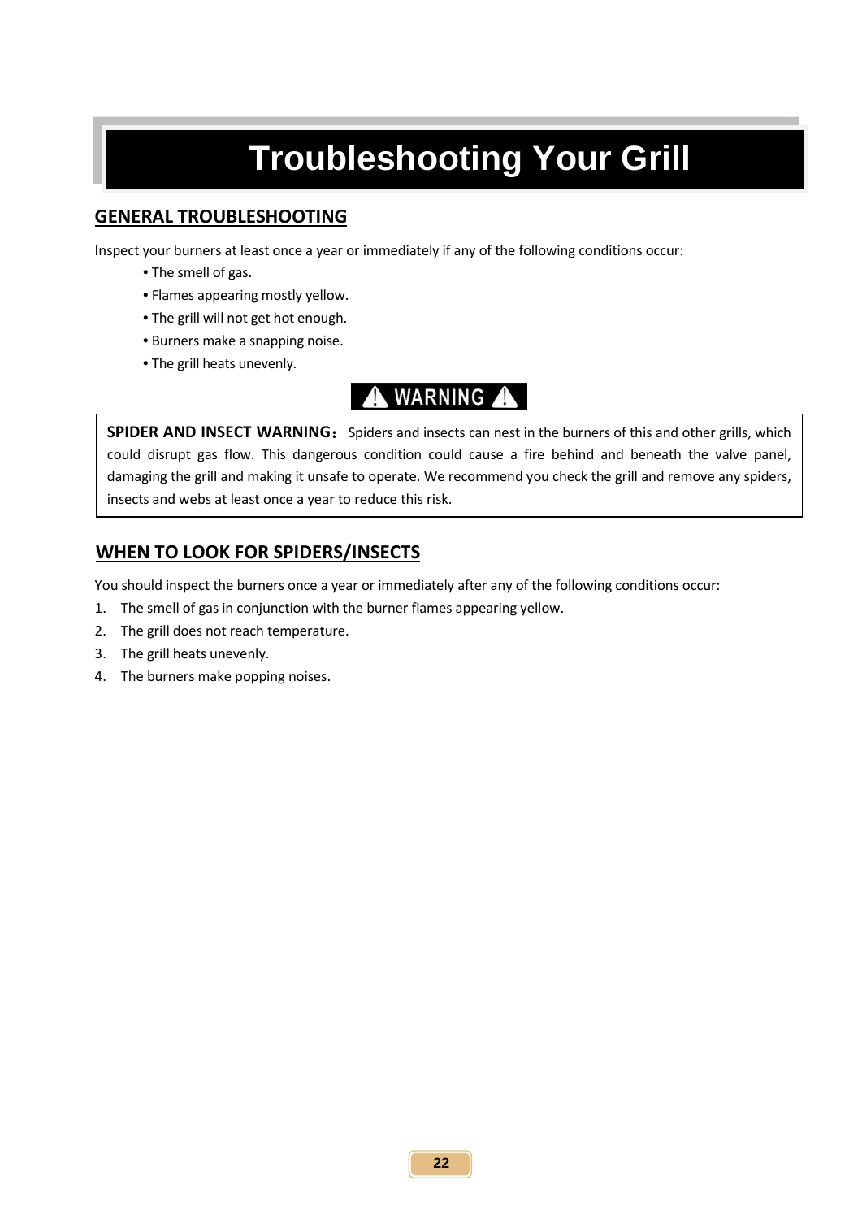# Troubleshooting Your Grill

## GENERAL TROUBLESHOOTING

Inspect your burners at least once a year or immediately if any of the following conditions occur:

- The smell of gas.
- Flames appearing mostly yellow.
- The grill will not get hot enough.
- Burners make a snapping noise.
- The grill heats unevenly.

**⚠ WARNING ⚠**

**SPIDER AND INSECT WARNING**： Spiders and insects can nest in the burners of this and other grills, which could disrupt gas flow. This dangerous condition could cause a fire behind and beneath the valve panel, damaging the grill and making it unsafe to operate. We recommend you check the grill and remove any spiders, insects and webs at least once a year to reduce this risk.

## WHEN TO LOOK FOR SPIDERS/INSECTS

You should inspect the burners once a year or immediately after any of the following conditions occur:

1. The smell of gas in conjunction with the burner flames appearing yellow.
2. The grill does not reach temperature.
3. The grill heats unevenly.
4. The burners make popping noises.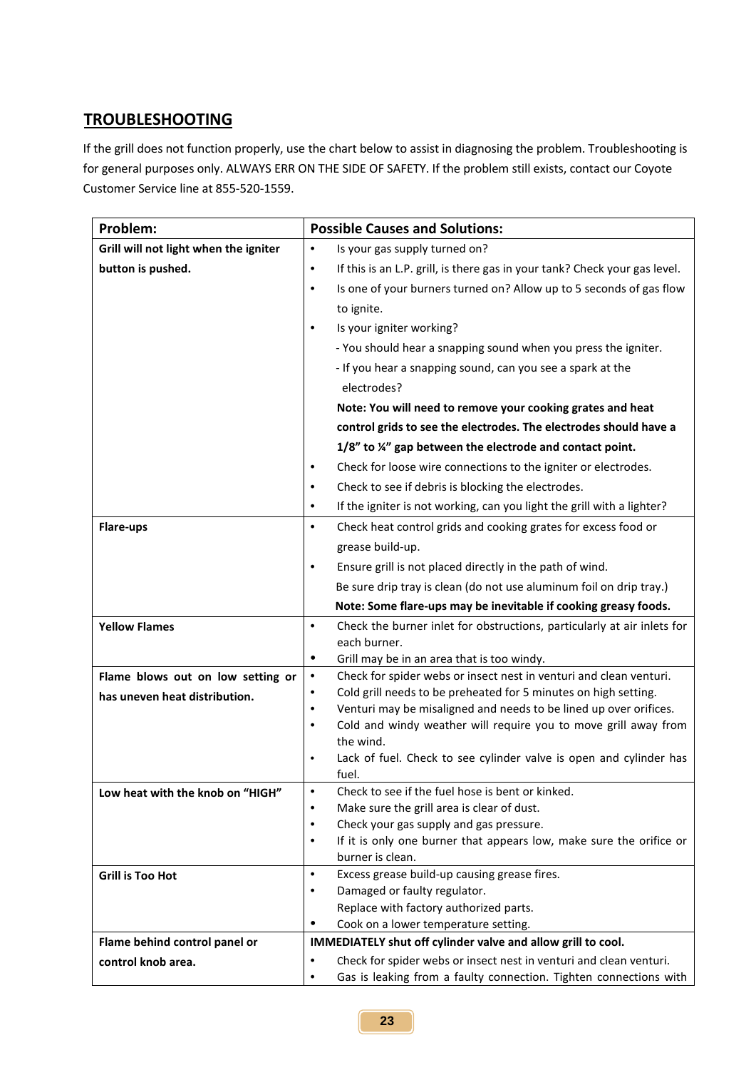## TROUBLESHOOTING

If the grill does not function properly, use the chart below to assist in diagnosing the problem. Troubleshooting is for general purposes only. ALWAYS ERR ON THE SIDE OF SAFETY. If the problem still exists, contact our Coyote Customer Service line at 855-520-1559.

| Problem: | Possible Causes and Solutions: |
|---|---|
| **Grill will not light when the igniter button is pushed.** | • Is your gas supply turned on?<br>• If this is an L.P. grill, is there gas in your tank? Check your gas level.<br>• Is one of your burners turned on? Allow up to 5 seconds of gas flow to ignite.<br>• Is your igniter working?<br>- You should hear a snapping sound when you press the igniter.<br>- If you hear a snapping sound, can you see a spark at the electrodes?<br>**Note: You will need to remove your cooking grates and heat control grids to see the electrodes. The electrodes should have a 1/8" to ¼" gap between the electrode and contact point.**<br>• Check for loose wire connections to the igniter or electrodes.<br>• Check to see if debris is blocking the electrodes.<br>• If the igniter is not working, can you light the grill with a lighter? |
| **Flare-ups** | • Check heat control grids and cooking grates for excess food or grease build-up.<br>• Ensure grill is not placed directly in the path of wind.<br>Be sure drip tray is clean (do not use aluminum foil on drip tray.)<br>**Note: Some flare-ups may be inevitable if cooking greasy foods.** |
| **Yellow Flames** | • Check the burner inlet for obstructions, particularly at air inlets for each burner.<br>• Grill may be in an area that is too windy. |
| **Flame blows out on low setting or has uneven heat distribution.** | • Check for spider webs or insect nest in venturi and clean venturi.<br>• Cold grill needs to be preheated for 5 minutes on high setting.<br>• Venturi may be misaligned and needs to be lined up over orifices.<br>• Cold and windy weather will require you to move grill away from the wind.<br>• Lack of fuel. Check to see cylinder valve is open and cylinder has fuel. |
| **Low heat with the knob on "HIGH"** | • Check to see if the fuel hose is bent or kinked.<br>• Make sure the grill area is clear of dust.<br>• Check your gas supply and gas pressure.<br>• If it is only one burner that appears low, make sure the orifice or burner is clean. |
| **Grill is Too Hot** | • Excess grease build-up causing grease fires.<br>• Damaged or faulty regulator.<br>Replace with factory authorized parts.<br>• Cook on a lower temperature setting. |
| **Flame behind control panel or control knob area.** | **IMMEDIATELY shut off cylinder valve and allow grill to cool.**<br>• Check for spider webs or insect nest in venturi and clean venturi.<br>• Gas is leaking from a faulty connection. Tighten connections with |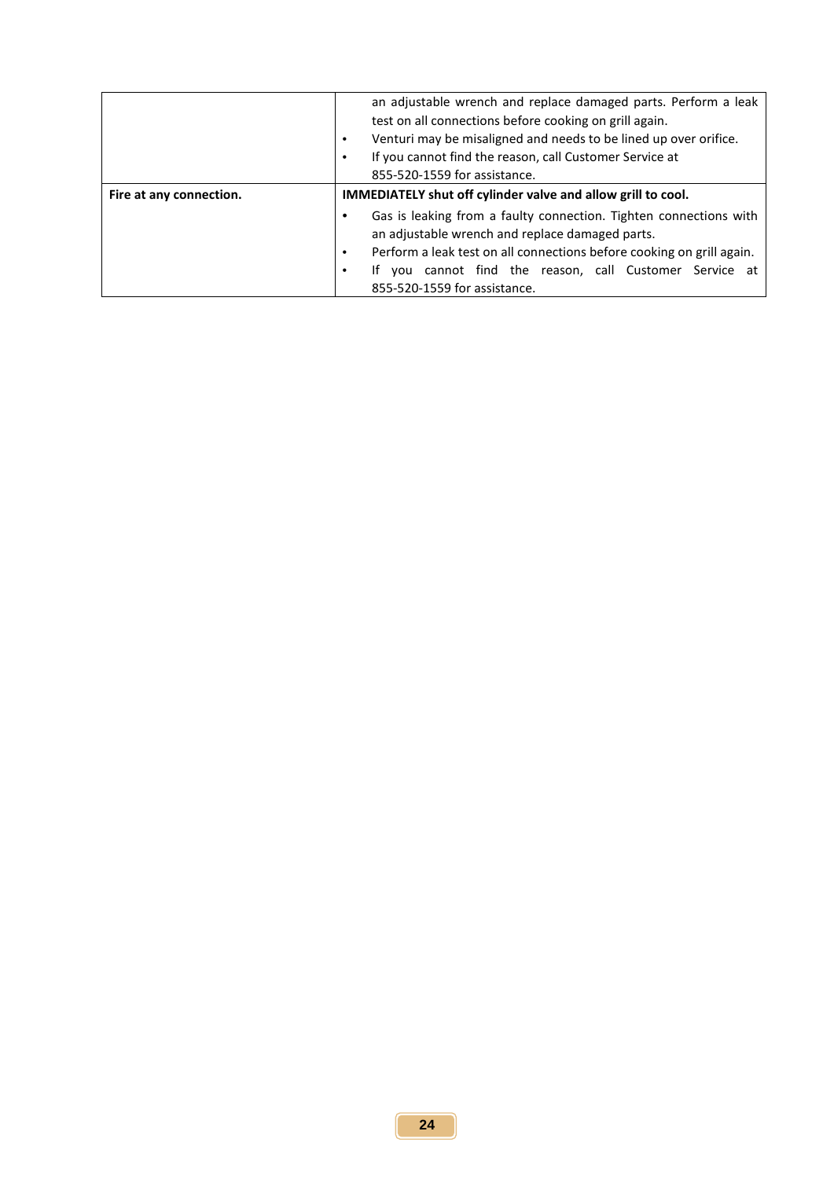| | |
|---|---|
| | an adjustable wrench and replace damaged parts. Perform a leak test on all connections before cooking on grill again.<br>• Venturi may be misaligned and needs to be lined up over orifice.<br>• If you cannot find the reason, call Customer Service at 855-520-1559 for assistance. |
| **Fire at any connection.** | **IMMEDIATELY shut off cylinder valve and allow grill to cool.**<br>• Gas is leaking from a faulty connection. Tighten connections with an adjustable wrench and replace damaged parts.<br>• Perform a leak test on all connections before cooking on grill again.<br>• If you cannot find the reason, call Customer Service at 855-520-1559 for assistance. |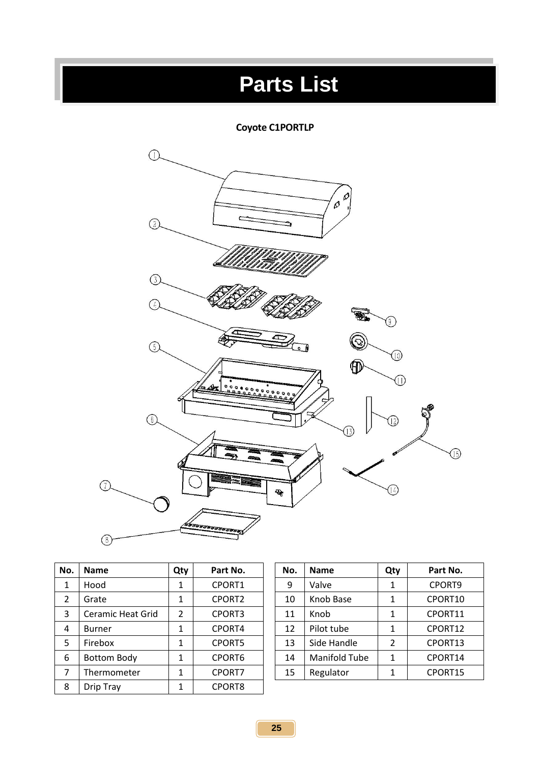# Parts List

**Coyote C1PORTLP**

| No. | Name | Qty | Part No. |
|---|---|---|---|
| 1 | Hood | 1 | CPORT1 |
| 2 | Grate | 1 | CPORT2 |
| 3 | Ceramic Heat Grid | 2 | CPORT3 |
| 4 | Burner | 1 | CPORT4 |
| 5 | Firebox | 1 | CPORT5 |
| 6 | Bottom Body | 1 | CPORT6 |
| 7 | Thermometer | 1 | CPORT7 |
| 8 | Drip Tray | 1 | CPORT8 |

| No. | Name | Qty | Part No. |
|---|---|---|---|
| 9 | Valve | 1 | CPORT9 |
| 10 | Knob Base | 1 | CPORT10 |
| 11 | Knob | 1 | CPORT11 |
| 12 | Pilot tube | 1 | CPORT12 |
| 13 | Side Handle | 2 | CPORT13 |
| 14 | Manifold Tube | 1 | CPORT14 |
| 15 | Regulator | 1 | CPORT15 |